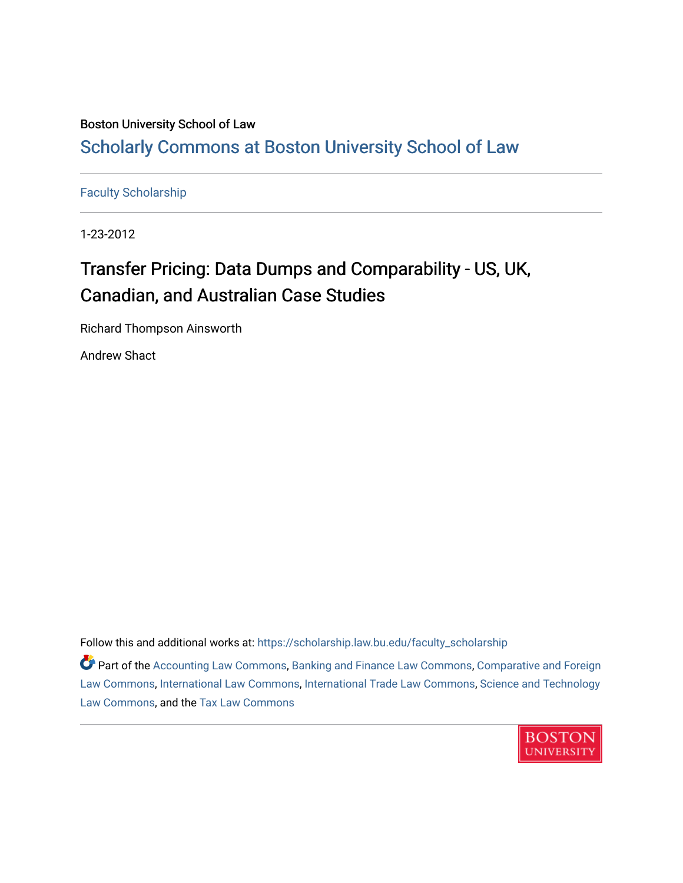Boston University School of Law

# Scholarly Commons at Boston University School of Law

Faculty Scholarship

1-23-2012

## Transfer Pricing: Data Dumps and Comparability - US, UK, Canadian, and Australian Case Studies

Richard Thompson Ainsworth

Andrew Shact

Follow this and additional works at: https://scholarship.law.bu.edu/faculty_scholarship

Part of the Accounting Law Commons, Banking and Finance Law Commons, Comparative and Foreign Law Commons, International Law Commons, International Trade Law Commons, Science and Technology Law Commons, and the Tax Law Commons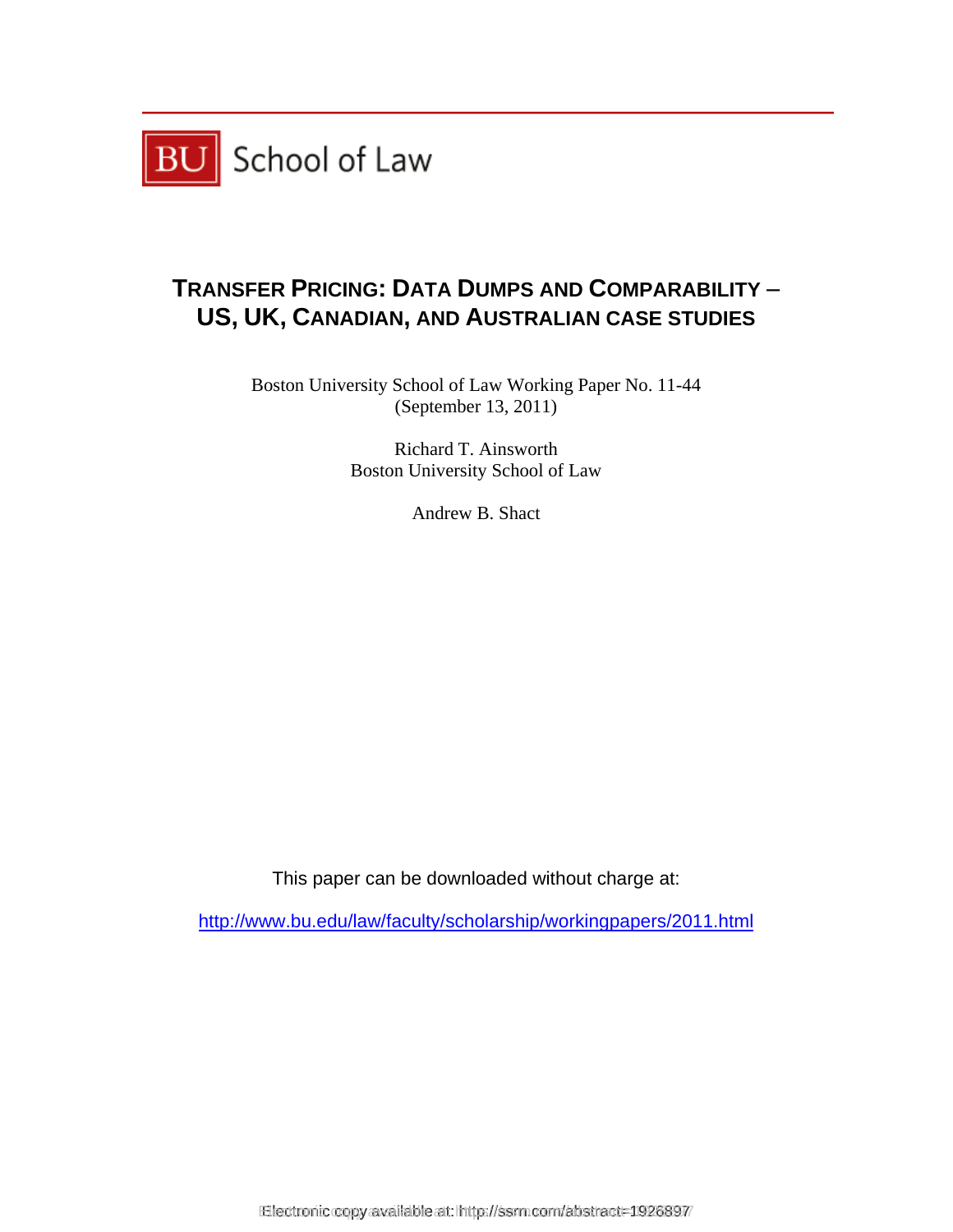# TRANSFER PRICING: DATA DUMPS AND COMPARABILITY – US, UK, CANADIAN, AND AUSTRALIAN CASE STUDIES

Boston University School of Law Working Paper No. 11-44
(September 13, 2011)

Richard T. Ainsworth
Boston University School of Law

Andrew B. Shact

This paper can be downloaded without charge at:

http://www.bu.edu/law/faculty/scholarship/workingpapers/2011.html

Electronic copy available at: http://ssrn.com/abstract=1926897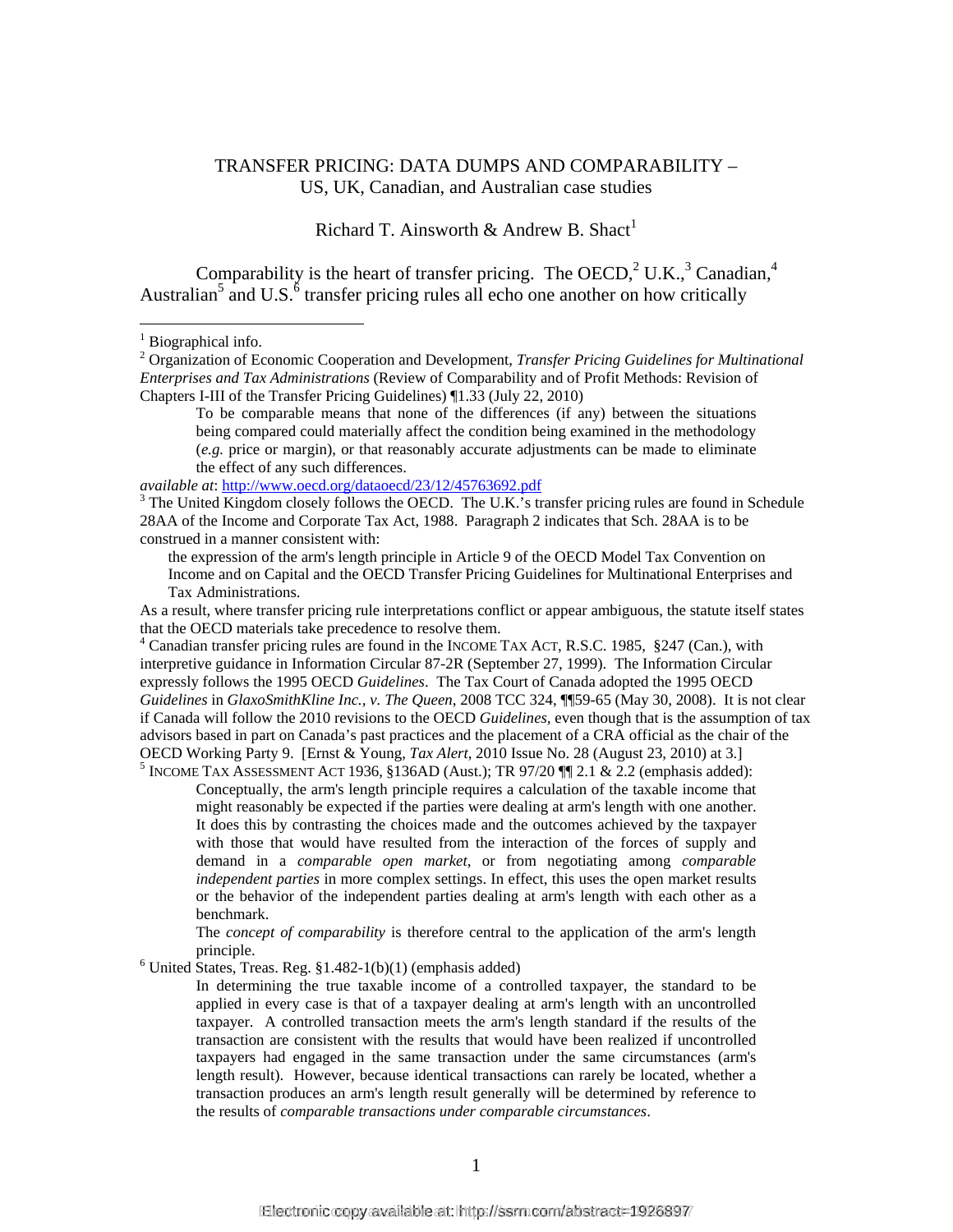TRANSFER PRICING: DATA DUMPS AND COMPARABILITY – US, UK, Canadian, and Australian case studies

Richard T. Ainsworth & Andrew B. Shact[1]

Comparability is the heart of transfer pricing. The OECD,[2] U.K.,[3] Canadian,[4] Australian[5] and U.S.[6] transfer pricing rules all echo one another on how critically

---

[1] Biographical info.

[2] Organization of Economic Cooperation and Development, *Transfer Pricing Guidelines for Multinational Enterprises and Tax Administrations* (Review of Comparability and of Profit Methods: Revision of Chapters I-III of the Transfer Pricing Guidelines) ¶1.33 (July 22, 2010)

> To be comparable means that none of the differences (if any) between the situations being compared could materially affect the condition being examined in the methodology (*e.g.* price or margin), or that reasonably accurate adjustments can be made to eliminate the effect of any such differences.

*available at*: http://www.oecd.org/dataoecd/23/12/45763692.pdf

[3] The United Kingdom closely follows the OECD. The U.K.'s transfer pricing rules are found in Schedule 28AA of the Income and Corporate Tax Act, 1988. Paragraph 2 indicates that Sch. 28AA is to be construed in a manner consistent with:

> the expression of the arm's length principle in Article 9 of the OECD Model Tax Convention on Income and on Capital and the OECD Transfer Pricing Guidelines for Multinational Enterprises and Tax Administrations.

As a result, where transfer pricing rule interpretations conflict or appear ambiguous, the statute itself states that the OECD materials take precedence to resolve them.

[4] Canadian transfer pricing rules are found in the INCOME TAX ACT, R.S.C. 1985, §247 (Can.), with interpretive guidance in Information Circular 87-2R (September 27, 1999). The Information Circular expressly follows the 1995 OECD *Guidelines*. The Tax Court of Canada adopted the 1995 OECD *Guidelines* in *GlaxoSmithKline Inc., v. The Queen*, 2008 TCC 324, ¶¶59-65 (May 30, 2008). It is not clear if Canada will follow the 2010 revisions to the OECD *Guidelines,* even though that is the assumption of tax advisors based in part on Canada's past practices and the placement of a CRA official as the chair of the OECD Working Party 9. [Ernst & Young, *Tax Alert*, 2010 Issue No. 28 (August 23, 2010) at 3.]

[5] INCOME TAX ASSESSMENT ACT 1936, §136AD (Aust.); TR 97/20 ¶¶ 2.1 & 2.2 (emphasis added):

> Conceptually, the arm's length principle requires a calculation of the taxable income that might reasonably be expected if the parties were dealing at arm's length with one another. It does this by contrasting the choices made and the outcomes achieved by the taxpayer with those that would have resulted from the interaction of the forces of supply and demand in a *comparable open market*, or from negotiating among *comparable independent parties* in more complex settings. In effect, this uses the open market results or the behavior of the independent parties dealing at arm's length with each other as a benchmark.
>
> The *concept of comparability* is therefore central to the application of the arm's length principle.

[6] United States, Treas. Reg. §1.482-1(b)(1) (emphasis added)

> In determining the true taxable income of a controlled taxpayer, the standard to be applied in every case is that of a taxpayer dealing at arm's length with an uncontrolled taxpayer. A controlled transaction meets the arm's length standard if the results of the transaction are consistent with the results that would have been realized if uncontrolled taxpayers had engaged in the same transaction under the same circumstances (arm's length result). However, because identical transactions can rarely be located, whether a transaction produces an arm's length result generally will be determined by reference to the results of *comparable transactions under comparable circumstances*.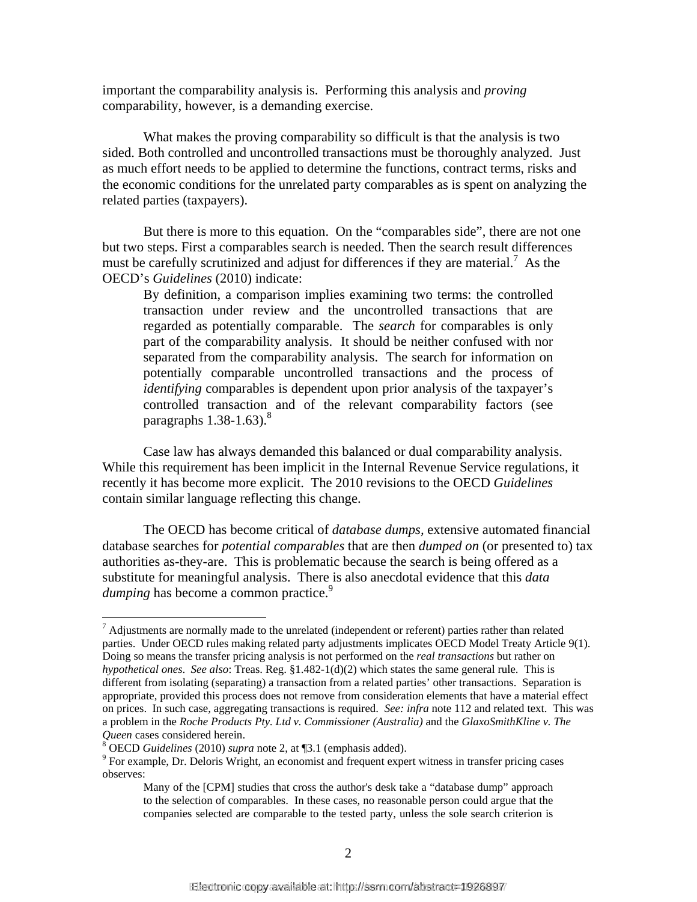important the comparability analysis is. Performing this analysis and *proving* comparability, however, is a demanding exercise.

What makes the proving comparability so difficult is that the analysis is two sided. Both controlled and uncontrolled transactions must be thoroughly analyzed. Just as much effort needs to be applied to determine the functions, contract terms, risks and the economic conditions for the unrelated party comparables as is spent on analyzing the related parties (taxpayers).

But there is more to this equation. On the "comparables side", there are not one but two steps. First a comparables search is needed. Then the search result differences must be carefully scrutinized and adjust for differences if they are material.[7] As the OECD's *Guidelines* (2010) indicate:

> By definition, a comparison implies examining two terms: the controlled transaction under review and the uncontrolled transactions that are regarded as potentially comparable. The *search* for comparables is only part of the comparability analysis. It should be neither confused with nor separated from the comparability analysis. The search for information on potentially comparable uncontrolled transactions and the process of *identifying* comparables is dependent upon prior analysis of the taxpayer's controlled transaction and of the relevant comparability factors (see paragraphs 1.38-1.63).[8]

Case law has always demanded this balanced or dual comparability analysis. While this requirement has been implicit in the Internal Revenue Service regulations, it recently it has become more explicit. The 2010 revisions to the OECD *Guidelines* contain similar language reflecting this change.

The OECD has become critical of *database dumps,* extensive automated financial database searches for *potential comparables* that are then *dumped on* (or presented to) tax authorities as-they-are. This is problematic because the search is being offered as a substitute for meaningful analysis. There is also anecdotal evidence that this *data dumping* has become a common practice.[9]

---

[7] Adjustments are normally made to the unrelated (independent or referent) parties rather than related parties. Under OECD rules making related party adjustments implicates OECD Model Treaty Article 9(1). Doing so means the transfer pricing analysis is not performed on the *real transactions* but rather on *hypothetical ones*. *See also*: Treas. Reg. §1.482-1(d)(2) which states the same general rule. This is different from isolating (separating) a transaction from a related parties' other transactions. Separation is appropriate, provided this process does not remove from consideration elements that have a material effect on prices. In such case, aggregating transactions is required. *See: infra* note 112 and related text. This was a problem in the *Roche Products Pty. Ltd v. Commissioner (Australia)* and the *GlaxoSmithKline v. The Queen* cases considered herein.

[8] OECD *Guidelines* (2010) *supra* note 2, at ¶3.1 (emphasis added).

[9] For example, Dr. Deloris Wright, an economist and frequent expert witness in transfer pricing cases observes:

> Many of the [CPM] studies that cross the author's desk take a "database dump" approach to the selection of comparables. In these cases, no reasonable person could argue that the companies selected are comparable to the tested party, unless the sole search criterion is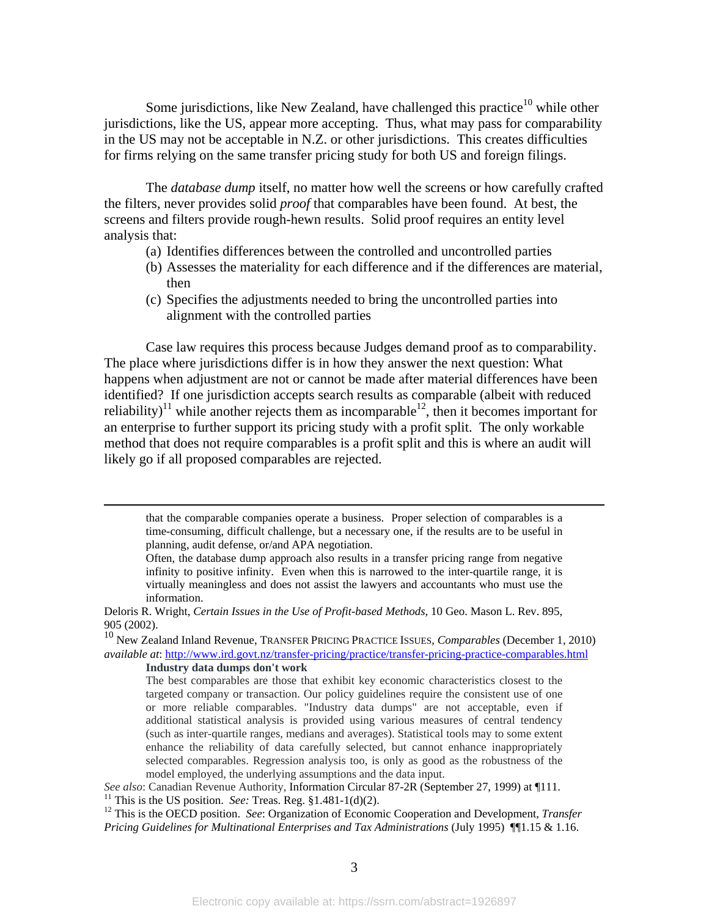Some jurisdictions, like New Zealand, have challenged this practice[10] while other jurisdictions, like the US, appear more accepting. Thus, what may pass for comparability in the US may not be acceptable in N.Z. or other jurisdictions. This creates difficulties for firms relying on the same transfer pricing study for both US and foreign filings.

The *database dump* itself, no matter how well the screens or how carefully crafted the filters, never provides solid *proof* that comparables have been found. At best, the screens and filters provide rough-hewn results. Solid proof requires an entity level analysis that:

(a) Identifies differences between the controlled and uncontrolled parties
(b) Assesses the materiality for each difference and if the differences are material, then
(c) Specifies the adjustments needed to bring the uncontrolled parties into alignment with the controlled parties

Case law requires this process because Judges demand proof as to comparability. The place where jurisdictions differ is in how they answer the next question: What happens when adjustment are not or cannot be made after material differences have been identified? If one jurisdiction accepts search results as comparable (albeit with reduced reliability)[11] while another rejects them as incomparable[12], then it becomes important for an enterprise to further support its pricing study with a profit split. The only workable method that does not require comparables is a profit split and this is where an audit will likely go if all proposed comparables are rejected.

---

> that the comparable companies operate a business. Proper selection of comparables is a time-consuming, difficult challenge, but a necessary one, if the results are to be useful in planning, audit defense, or/and APA negotiation.
>
> Often, the database dump approach also results in a transfer pricing range from negative infinity to positive infinity. Even when this is narrowed to the inter-quartile range, it is virtually meaningless and does not assist the lawyers and accountants who must use the information.

Deloris R. Wright, *Certain Issues in the Use of Profit-based Methods*, 10 Geo. Mason L. Rev. 895, 905 (2002).

[10] New Zealand Inland Revenue, TRANSFER PRICING PRACTICE ISSUES, *Comparables* (December 1, 2010) *available at*: http://www.ird.govt.nz/transfer-pricing/practice/transfer-pricing-practice-comparables.html

> **Industry data dumps don't work**
>
> The best comparables are those that exhibit key economic characteristics closest to the targeted company or transaction. Our policy guidelines require the consistent use of one or more reliable comparables. "Industry data dumps" are not acceptable, even if additional statistical analysis is provided using various measures of central tendency (such as inter-quartile ranges, medians and averages). Statistical tools may to some extent enhance the reliability of data carefully selected, but cannot enhance inappropriately selected comparables. Regression analysis too, is only as good as the robustness of the model employed, the underlying assumptions and the data input.

*See also*: Canadian Revenue Authority, Information Circular 87-2R (September 27, 1999) at ¶111.

[11] This is the US position. *See:* Treas. Reg. §1.481-1(d)(2).

[12] This is the OECD position. *See*: Organization of Economic Cooperation and Development, *Transfer Pricing Guidelines for Multinational Enterprises and Tax Administrations* (July 1995) ¶¶1.15 & 1.16.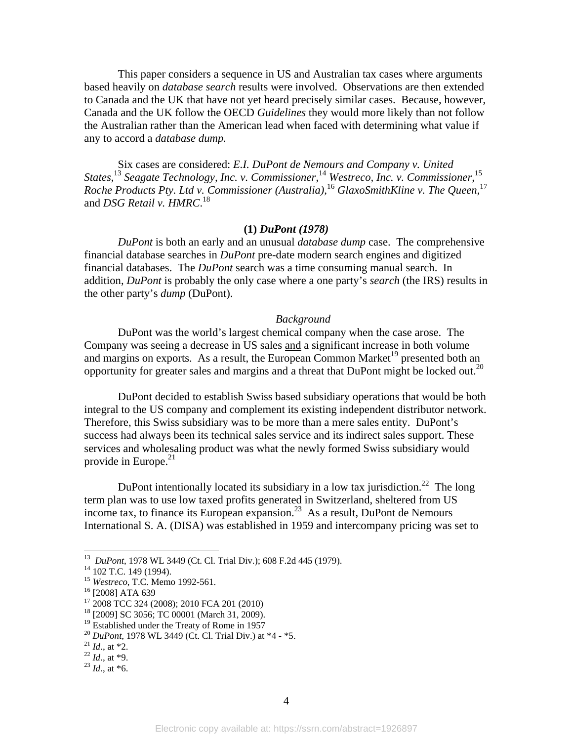This paper considers a sequence in US and Australian tax cases where arguments based heavily on *database search* results were involved. Observations are then extended to Canada and the UK that have not yet heard precisely similar cases. Because, however, Canada and the UK follow the OECD *Guidelines* they would more likely than not follow the Australian rather than the American lead when faced with determining what value if any to accord a *database dump.*

Six cases are considered: *E.I. DuPont de Nemours and Company v. United States*,[13] *Seagate Technology, Inc. v. Commissioner*,[14] *Westreco, Inc. v. Commissioner*,[15] *Roche Products Pty. Ltd v. Commissioner (Australia)*,[16] *GlaxoSmithKline v. The Queen*,[17] and *DSG Retail v. HMRC.*[18]

### (1) *DuPont (1978)*

*DuPont* is both an early and an unusual *database dump* case. The comprehensive financial database searches in *DuPont* pre-date modern search engines and digitized financial databases. The *DuPont* search was a time consuming manual search. In addition, *DuPont* is probably the only case where a one party's *search* (the IRS) results in the other party's *dump* (DuPont).

#### *Background*

DuPont was the world's largest chemical company when the case arose. The Company was seeing a decrease in US sales and a significant increase in both volume and margins on exports. As a result, the European Common Market[19] presented both an opportunity for greater sales and margins and a threat that DuPont might be locked out.[20]

DuPont decided to establish Swiss based subsidiary operations that would be both integral to the US company and complement its existing independent distributor network. Therefore, this Swiss subsidiary was to be more than a mere sales entity. DuPont's success had always been its technical sales service and its indirect sales support. These services and wholesaling product was what the newly formed Swiss subsidiary would provide in Europe.[21]

DuPont intentionally located its subsidiary in a low tax jurisdiction.[22] The long term plan was to use low taxed profits generated in Switzerland, sheltered from US income tax, to finance its European expansion.[23] As a result, DuPont de Nemours International S. A. (DISA) was established in 1959 and intercompany pricing was set to

---

[13] *DuPont*, 1978 WL 3449 (Ct. Cl. Trial Div.); 608 F.2d 445 (1979).
[14] 102 T.C. 149 (1994).
[15] *Westreco*, T.C. Memo 1992-561.
[16] [2008] ATA 639
[17] 2008 TCC 324 (2008); 2010 FCA 201 (2010)
[18] [2009] SC 3056; TC 00001 (March 31, 2009).
[19] Established under the Treaty of Rome in 1957
[20] *DuPont*, 1978 WL 3449 (Ct. Cl. Trial Div.) at *4 - *5.
[21] *Id.*, at *2.
[22] *Id.*, at *9.
[23] *Id.*, at *6.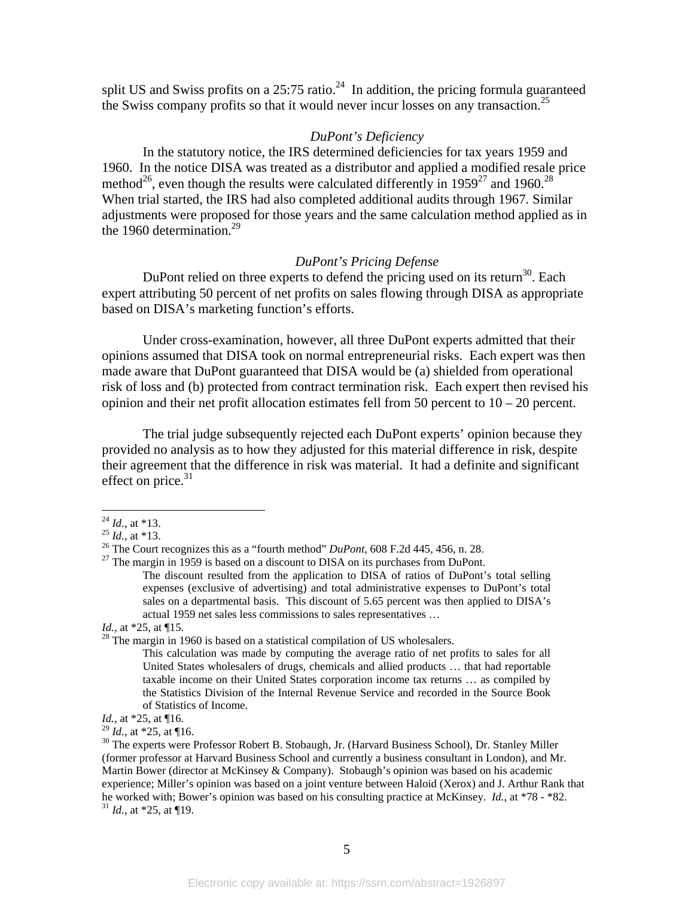split US and Swiss profits on a 25:75 ratio.[24] In addition, the pricing formula guaranteed the Swiss company profits so that it would never incur losses on any transaction.[25]

*DuPont's Deficiency*

In the statutory notice, the IRS determined deficiencies for tax years 1959 and 1960. In the notice DISA was treated as a distributor and applied a modified resale price method[26], even though the results were calculated differently in 1959[27] and 1960.[28] When trial started, the IRS had also completed additional audits through 1967. Similar adjustments were proposed for those years and the same calculation method applied as in the 1960 determination.[29]

*DuPont's Pricing Defense*

DuPont relied on three experts to defend the pricing used on its return[30]. Each expert attributing 50 percent of net profits on sales flowing through DISA as appropriate based on DISA's marketing function's efforts.

Under cross-examination, however, all three DuPont experts admitted that their opinions assumed that DISA took on normal entrepreneurial risks. Each expert was then made aware that DuPont guaranteed that DISA would be (a) shielded from operational risk of loss and (b) protected from contract termination risk. Each expert then revised his opinion and their net profit allocation estimates fell from 50 percent to 10 – 20 percent.

The trial judge subsequently rejected each DuPont experts' opinion because they provided no analysis as to how they adjusted for this material difference in risk, despite their agreement that the difference in risk was material. It had a definite and significant effect on price.[31]

---

[24] *Id.*, at *13.

[25] *Id.*, at *13.

[26] The Court recognizes this as a "fourth method" *DuPont*, 608 F.2d 445, 456, n. 28.

[27] The margin in 1959 is based on a discount to DISA on its purchases from DuPont.

> The discount resulted from the application to DISA of ratios of DuPont's total selling expenses (exclusive of advertising) and total administrative expenses to DuPont's total sales on a departmental basis. This discount of 5.65 percent was then applied to DISA's actual 1959 net sales less commissions to sales representatives …

*Id.*, at *25, at ¶15.

[28] The margin in 1960 is based on a statistical compilation of US wholesalers.

> This calculation was made by computing the average ratio of net profits to sales for all United States wholesalers of drugs, chemicals and allied products … that had reportable taxable income on their United States corporation income tax returns … as compiled by the Statistics Division of the Internal Revenue Service and recorded in the Source Book of Statistics of Income.

*Id.*, at *25, at ¶16.

[29] *Id.*, at *25, at ¶16.

[30] The experts were Professor Robert B. Stobaugh, Jr. (Harvard Business School), Dr. Stanley Miller (former professor at Harvard Business School and currently a business consultant in London), and Mr. Martin Bower (director at McKinsey & Company). Stobaugh's opinion was based on his academic experience; Miller's opinion was based on a joint venture between Haloid (Xerox) and J. Arthur Rank that he worked with; Bower's opinion was based on his consulting practice at McKinsey. *Id.*, at *78 - *82.

[31] *Id.*, at *25, at ¶19.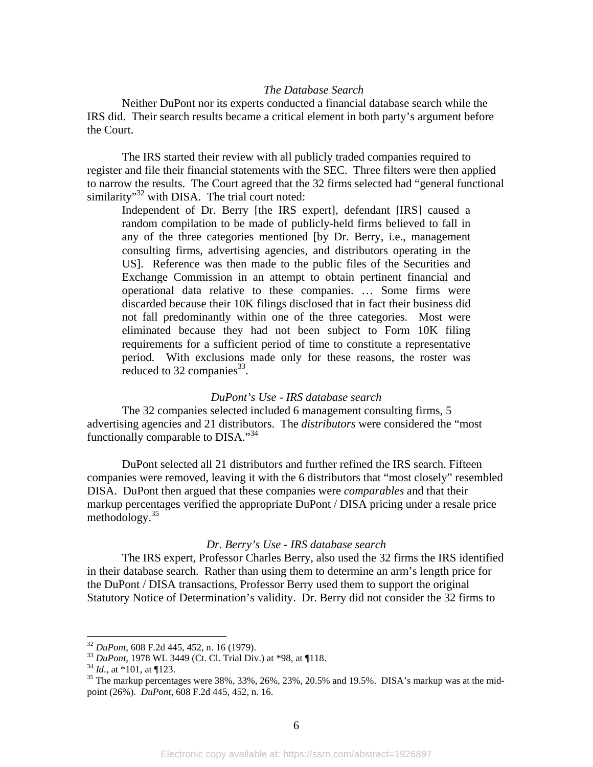### *The Database Search*

Neither DuPont nor its experts conducted a financial database search while the IRS did. Their search results became a critical element in both party's argument before the Court.

The IRS started their review with all publicly traded companies required to register and file their financial statements with the SEC. Three filters were then applied to narrow the results. The Court agreed that the 32 firms selected had "general functional similarity"[32] with DISA. The trial court noted:

> Independent of Dr. Berry [the IRS expert], defendant [IRS] caused a random compilation to be made of publicly-held firms believed to fall in any of the three categories mentioned [by Dr. Berry, i.e., management consulting firms, advertising agencies, and distributors operating in the US]. Reference was then made to the public files of the Securities and Exchange Commission in an attempt to obtain pertinent financial and operational data relative to these companies. … Some firms were discarded because their 10K filings disclosed that in fact their business did not fall predominantly within one of the three categories. Most were eliminated because they had not been subject to Form 10K filing requirements for a sufficient period of time to constitute a representative period. With exclusions made only for these reasons, the roster was reduced to 32 companies[33].

### *DuPont's Use - IRS database search*

The 32 companies selected included 6 management consulting firms, 5 advertising agencies and 21 distributors. The *distributors* were considered the "most functionally comparable to DISA."[34]

DuPont selected all 21 distributors and further refined the IRS search. Fifteen companies were removed, leaving it with the 6 distributors that "most closely" resembled DISA. DuPont then argued that these companies were *comparables* and that their markup percentages verified the appropriate DuPont / DISA pricing under a resale price methodology.[35]

### *Dr. Berry's Use - IRS database search*

The IRS expert, Professor Charles Berry, also used the 32 firms the IRS identified in their database search. Rather than using them to determine an arm's length price for the DuPont / DISA transactions, Professor Berry used them to support the original Statutory Notice of Determination's validity. Dr. Berry did not consider the 32 firms to

---

[32] *DuPont*, 608 F.2d 445, 452, n. 16 (1979).

[33] *DuPont*, 1978 WL 3449 (Ct. Cl. Trial Div.) at *98, at ¶118.

[34] *Id.*, at *101, at ¶123.

[35] The markup percentages were 38%, 33%, 26%, 23%, 20.5% and 19.5%. DISA's markup was at the mid-point (26%). *DuPont*, 608 F.2d 445, 452, n. 16.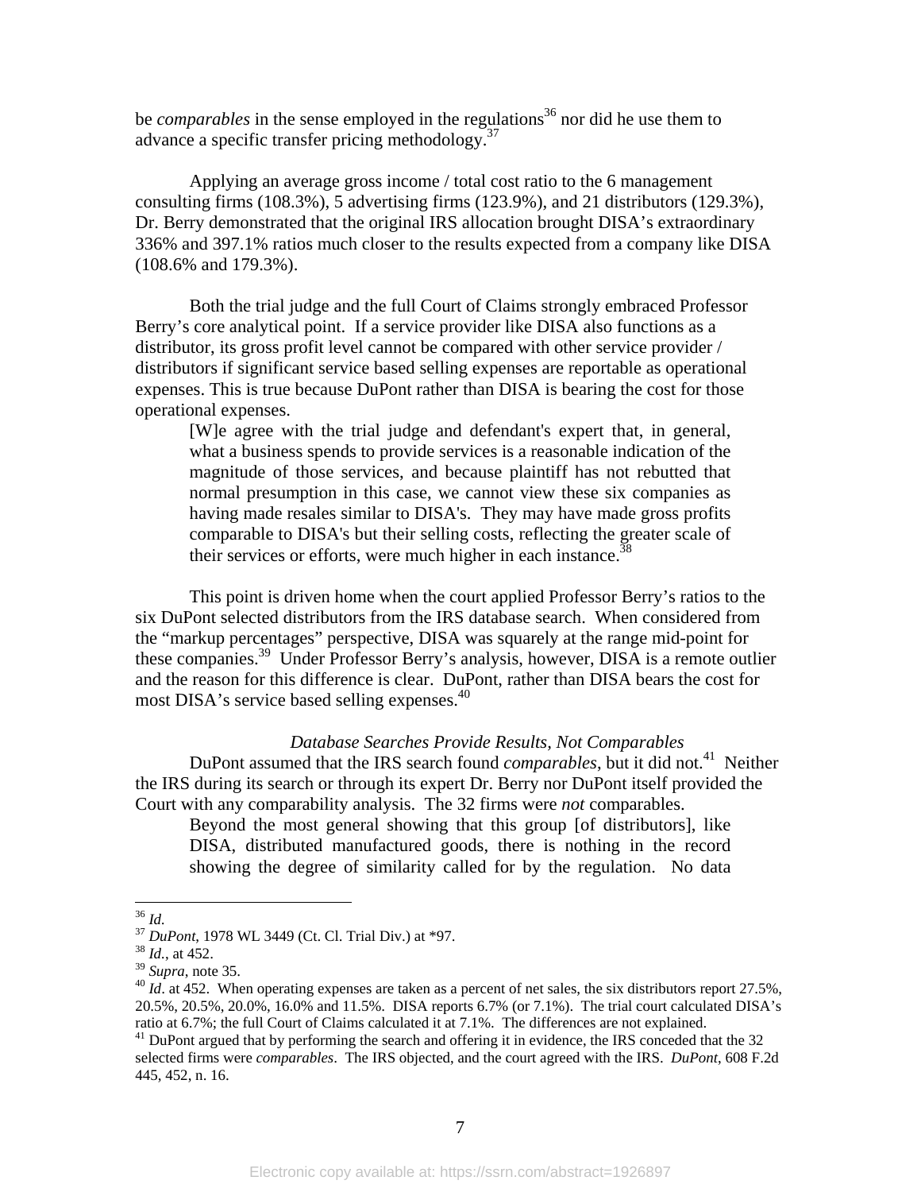be *comparables* in the sense employed in the regulations[36] nor did he use them to advance a specific transfer pricing methodology.[37]

Applying an average gross income / total cost ratio to the 6 management consulting firms (108.3%), 5 advertising firms (123.9%), and 21 distributors (129.3%), Dr. Berry demonstrated that the original IRS allocation brought DISA's extraordinary 336% and 397.1% ratios much closer to the results expected from a company like DISA (108.6% and 179.3%).

Both the trial judge and the full Court of Claims strongly embraced Professor Berry's core analytical point. If a service provider like DISA also functions as a distributor, its gross profit level cannot be compared with other service provider / distributors if significant service based selling expenses are reportable as operational expenses. This is true because DuPont rather than DISA is bearing the cost for those operational expenses.

> [W]e agree with the trial judge and defendant's expert that, in general, what a business spends to provide services is a reasonable indication of the magnitude of those services, and because plaintiff has not rebutted that normal presumption in this case, we cannot view these six companies as having made resales similar to DISA's. They may have made gross profits comparable to DISA's but their selling costs, reflecting the greater scale of their services or efforts, were much higher in each instance.[38]

This point is driven home when the court applied Professor Berry's ratios to the six DuPont selected distributors from the IRS database search. When considered from the "markup percentages" perspective, DISA was squarely at the range mid-point for these companies.[39] Under Professor Berry's analysis, however, DISA is a remote outlier and the reason for this difference is clear. DuPont, rather than DISA bears the cost for most DISA's service based selling expenses.[40]

*Database Searches Provide Results, Not Comparables*

DuPont assumed that the IRS search found *comparables*, but it did not.[41] Neither the IRS during its search or through its expert Dr. Berry nor DuPont itself provided the Court with any comparability analysis. The 32 firms were *not* comparables.

> Beyond the most general showing that this group [of distributors], like DISA, distributed manufactured goods, there is nothing in the record showing the degree of similarity called for by the regulation. No data

---

[36] *Id.*

[37] *DuPont*, 1978 WL 3449 (Ct. Cl. Trial Div.) at *97.

[38] *Id.*, at 452.

[39] *Supra*, note 35.

[40] *Id*. at 452. When operating expenses are taken as a percent of net sales, the six distributors report 27.5%, 20.5%, 20.5%, 20.0%, 16.0% and 11.5%. DISA reports 6.7% (or 7.1%). The trial court calculated DISA's ratio at 6.7%; the full Court of Claims calculated it at 7.1%. The differences are not explained.

[41] DuPont argued that by performing the search and offering it in evidence, the IRS conceded that the 32 selected firms were *comparables*. The IRS objected, and the court agreed with the IRS. *DuPont*, 608 F.2d 445, 452, n. 16.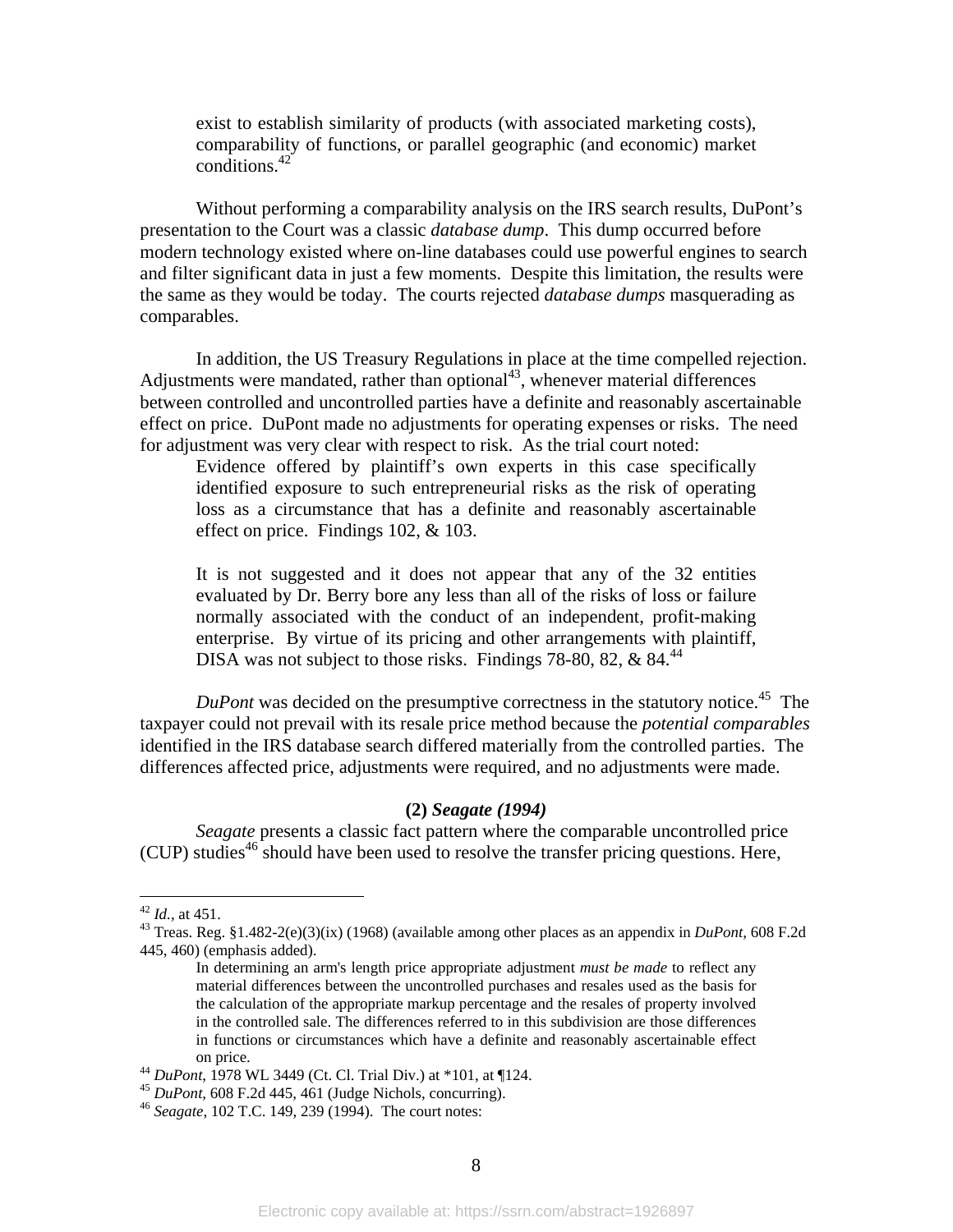> exist to establish similarity of products (with associated marketing costs), comparability of functions, or parallel geographic (and economic) market conditions.[42]

Without performing a comparability analysis on the IRS search results, DuPont's presentation to the Court was a classic *database dump*. This dump occurred before modern technology existed where on-line databases could use powerful engines to search and filter significant data in just a few moments. Despite this limitation, the results were the same as they would be today. The courts rejected *database dumps* masquerading as comparables.

In addition, the US Treasury Regulations in place at the time compelled rejection. Adjustments were mandated, rather than optional[43], whenever material differences between controlled and uncontrolled parties have a definite and reasonably ascertainable effect on price. DuPont made no adjustments for operating expenses or risks. The need for adjustment was very clear with respect to risk. As the trial court noted:

> Evidence offered by plaintiff's own experts in this case specifically identified exposure to such entrepreneurial risks as the risk of operating loss as a circumstance that has a definite and reasonably ascertainable effect on price. Findings 102, & 103.
>
> It is not suggested and it does not appear that any of the 32 entities evaluated by Dr. Berry bore any less than all of the risks of loss or failure normally associated with the conduct of an independent, profit-making enterprise. By virtue of its pricing and other arrangements with plaintiff, DISA was not subject to those risks. Findings 78-80, 82, & 84.[44]

*DuPont* was decided on the presumptive correctness in the statutory notice.[45] The taxpayer could not prevail with its resale price method because the *potential comparables* identified in the IRS database search differed materially from the controlled parties. The differences affected price, adjustments were required, and no adjustments were made.

**(2) *Seagate (1994)***

*Seagate* presents a classic fact pattern where the comparable uncontrolled price (CUP) studies[46] should have been used to resolve the transfer pricing questions. Here,

---

[42] *Id.*, at 451.

[43] Treas. Reg. §1.482-2(e)(3)(ix) (1968) (available among other places as an appendix in *DuPont,* 608 F.2d 445, 460) (emphasis added).

> In determining an arm's length price appropriate adjustment *must be made* to reflect any material differences between the uncontrolled purchases and resales used as the basis for the calculation of the appropriate markup percentage and the resales of property involved in the controlled sale. The differences referred to in this subdivision are those differences in functions or circumstances which have a definite and reasonably ascertainable effect on price.

[44] *DuPont*, 1978 WL 3449 (Ct. Cl. Trial Div.) at \*101, at ¶124.

[45] *DuPont*, 608 F.2d 445, 461 (Judge Nichols, concurring).

[46] *Seagate*, 102 T.C. 149, 239 (1994). The court notes: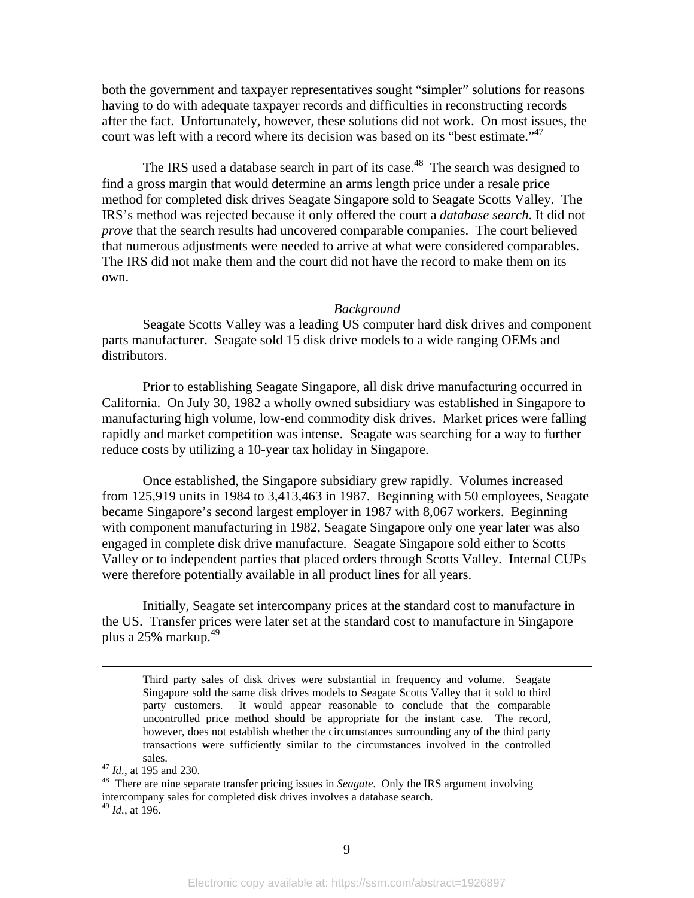both the government and taxpayer representatives sought "simpler" solutions for reasons having to do with adequate taxpayer records and difficulties in reconstructing records after the fact. Unfortunately, however, these solutions did not work. On most issues, the court was left with a record where its decision was based on its "best estimate."[47]

The IRS used a database search in part of its case.[48] The search was designed to find a gross margin that would determine an arms length price under a resale price method for completed disk drives Seagate Singapore sold to Seagate Scotts Valley. The IRS's method was rejected because it only offered the court a *database search*. It did not *prove* that the search results had uncovered comparable companies. The court believed that numerous adjustments were needed to arrive at what were considered comparables. The IRS did not make them and the court did not have the record to make them on its own.

*Background*

Seagate Scotts Valley was a leading US computer hard disk drives and component parts manufacturer. Seagate sold 15 disk drive models to a wide ranging OEMs and distributors.

Prior to establishing Seagate Singapore, all disk drive manufacturing occurred in California. On July 30, 1982 a wholly owned subsidiary was established in Singapore to manufacturing high volume, low-end commodity disk drives. Market prices were falling rapidly and market competition was intense. Seagate was searching for a way to further reduce costs by utilizing a 10-year tax holiday in Singapore.

Once established, the Singapore subsidiary grew rapidly. Volumes increased from 125,919 units in 1984 to 3,413,463 in 1987. Beginning with 50 employees, Seagate became Singapore's second largest employer in 1987 with 8,067 workers. Beginning with component manufacturing in 1982, Seagate Singapore only one year later was also engaged in complete disk drive manufacture. Seagate Singapore sold either to Scotts Valley or to independent parties that placed orders through Scotts Valley. Internal CUPs were therefore potentially available in all product lines for all years.

Initially, Seagate set intercompany prices at the standard cost to manufacture in the US. Transfer prices were later set at the standard cost to manufacture in Singapore plus a 25% markup.[49]

---

> Third party sales of disk drives were substantial in frequency and volume. Seagate Singapore sold the same disk drives models to Seagate Scotts Valley that it sold to third party customers. It would appear reasonable to conclude that the comparable uncontrolled price method should be appropriate for the instant case. The record, however, does not establish whether the circumstances surrounding any of the third party transactions were sufficiently similar to the circumstances involved in the controlled sales.

[47] *Id.*, at 195 and 230.

[48] There are nine separate transfer pricing issues in *Seagate*. Only the IRS argument involving intercompany sales for completed disk drives involves a database search.

[49] *Id.*, at 196.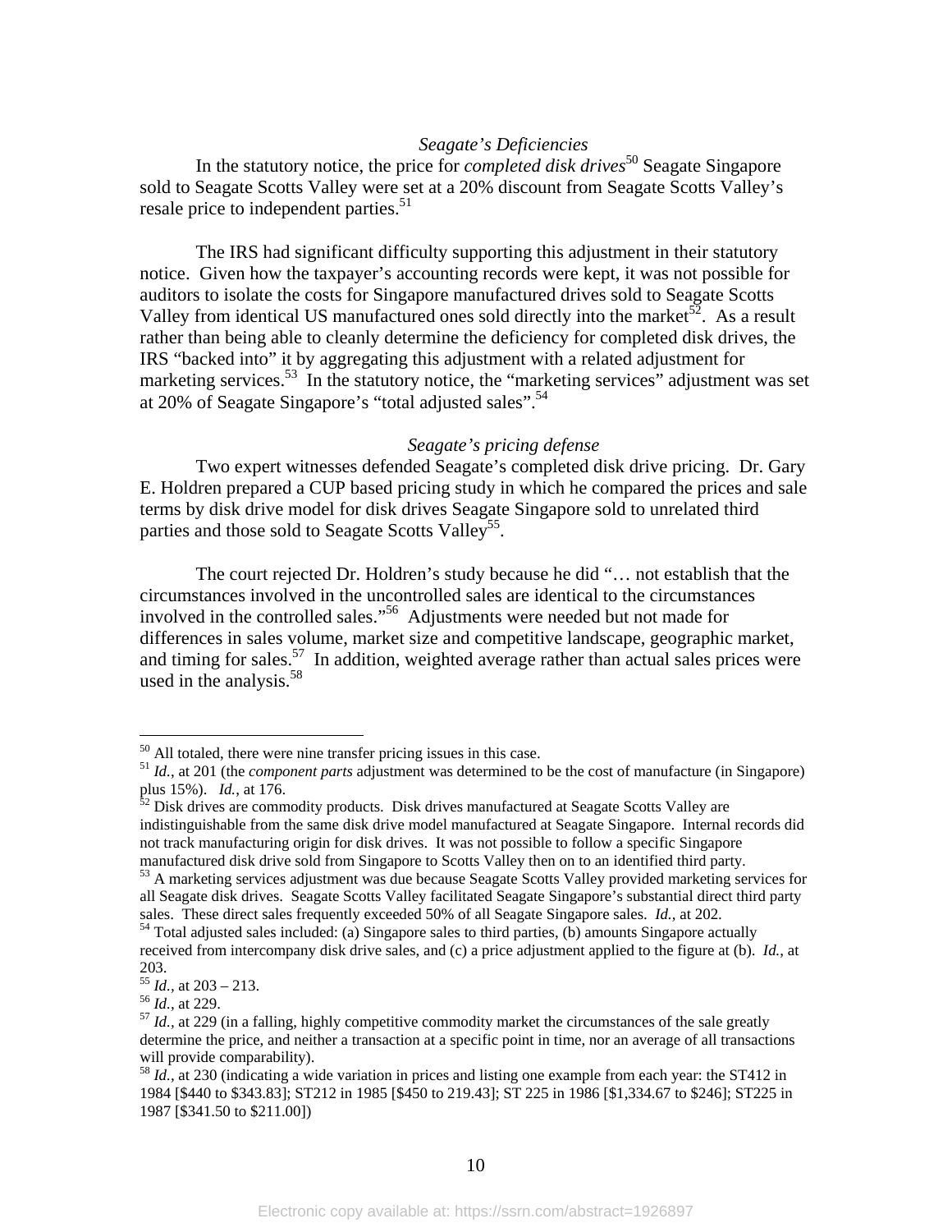*Seagate's Deficiencies*

In the statutory notice, the price for *completed disk drives*[50] Seagate Singapore sold to Seagate Scotts Valley were set at a 20% discount from Seagate Scotts Valley's resale price to independent parties.[51]

The IRS had significant difficulty supporting this adjustment in their statutory notice. Given how the taxpayer's accounting records were kept, it was not possible for auditors to isolate the costs for Singapore manufactured drives sold to Seagate Scotts Valley from identical US manufactured ones sold directly into the market[52]. As a result rather than being able to cleanly determine the deficiency for completed disk drives, the IRS "backed into" it by aggregating this adjustment with a related adjustment for marketing services.[53] In the statutory notice, the "marketing services" adjustment was set at 20% of Seagate Singapore's "total adjusted sales".[54]

*Seagate's pricing defense*

Two expert witnesses defended Seagate's completed disk drive pricing. Dr. Gary E. Holdren prepared a CUP based pricing study in which he compared the prices and sale terms by disk drive model for disk drives Seagate Singapore sold to unrelated third parties and those sold to Seagate Scotts Valley[55].

The court rejected Dr. Holdren's study because he did "… not establish that the circumstances involved in the uncontrolled sales are identical to the circumstances involved in the controlled sales."[56] Adjustments were needed but not made for differences in sales volume, market size and competitive landscape, geographic market, and timing for sales.[57] In addition, weighted average rather than actual sales prices were used in the analysis.[58]

---

[50] All totaled, there were nine transfer pricing issues in this case.

[51] *Id.*, at 201 (the *component parts* adjustment was determined to be the cost of manufacture (in Singapore) plus 15%). *Id.*, at 176.

[52] Disk drives are commodity products. Disk drives manufactured at Seagate Scotts Valley are indistinguishable from the same disk drive model manufactured at Seagate Singapore. Internal records did not track manufacturing origin for disk drives. It was not possible to follow a specific Singapore manufactured disk drive sold from Singapore to Scotts Valley then on to an identified third party.

[53] A marketing services adjustment was due because Seagate Scotts Valley provided marketing services for all Seagate disk drives. Seagate Scotts Valley facilitated Seagate Singapore's substantial direct third party sales. These direct sales frequently exceeded 50% of all Seagate Singapore sales. *Id.*, at 202.

[54] Total adjusted sales included: (a) Singapore sales to third parties, (b) amounts Singapore actually received from intercompany disk drive sales, and (c) a price adjustment applied to the figure at (b). *Id.*, at 203.

[55] *Id.*, at 203 – 213.

[56] *Id.*, at 229.

[57] *Id.*, at 229 (in a falling, highly competitive commodity market the circumstances of the sale greatly determine the price, and neither a transaction at a specific point in time, nor an average of all transactions will provide comparability).

[58] *Id.*, at 230 (indicating a wide variation in prices and listing one example from each year: the ST412 in 1984 [$440 to $343.83]; ST212 in 1985 [$450 to 219.43]; ST 225 in 1986 [$1,334.67 to $246]; ST225 in 1987 [$341.50 to $211.00])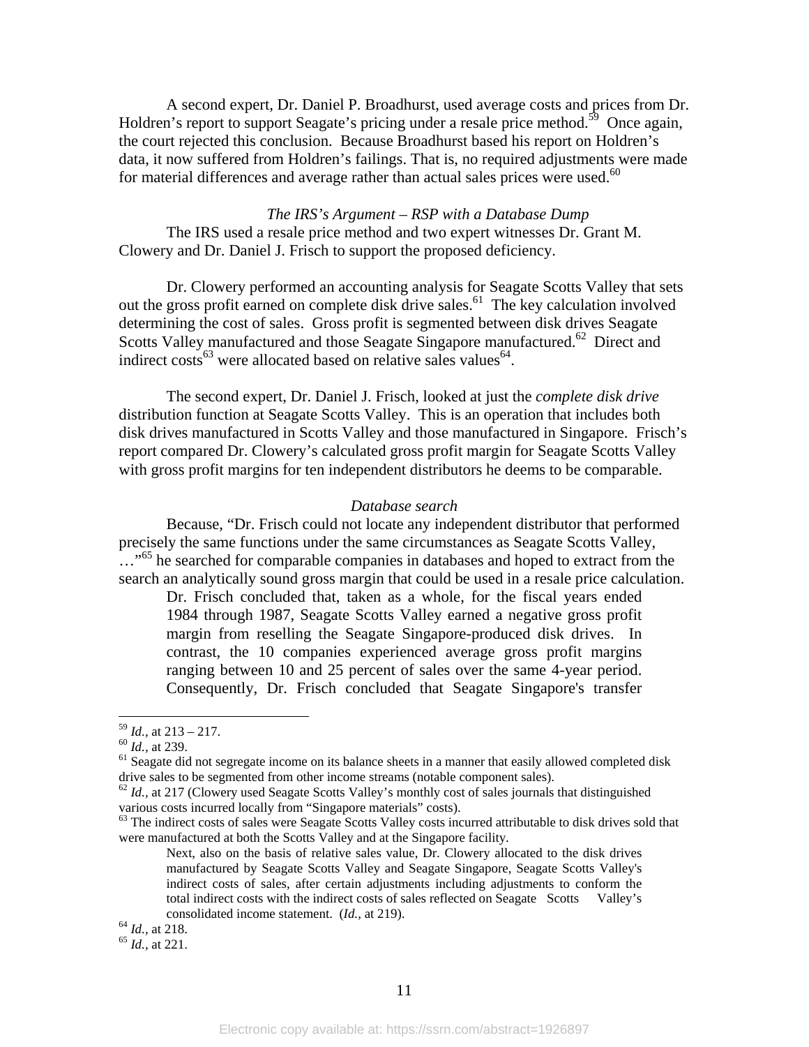A second expert, Dr. Daniel P. Broadhurst, used average costs and prices from Dr. Holdren's report to support Seagate's pricing under a resale price method.[59] Once again, the court rejected this conclusion. Because Broadhurst based his report on Holdren's data, it now suffered from Holdren's failings. That is, no required adjustments were made for material differences and average rather than actual sales prices were used.[60]

*The IRS's Argument – RSP with a Database Dump*

The IRS used a resale price method and two expert witnesses Dr. Grant M. Clowery and Dr. Daniel J. Frisch to support the proposed deficiency.

Dr. Clowery performed an accounting analysis for Seagate Scotts Valley that sets out the gross profit earned on complete disk drive sales.[61] The key calculation involved determining the cost of sales. Gross profit is segmented between disk drives Seagate Scotts Valley manufactured and those Seagate Singapore manufactured.[62] Direct and indirect costs[63] were allocated based on relative sales values[64].

The second expert, Dr. Daniel J. Frisch, looked at just the *complete disk drive* distribution function at Seagate Scotts Valley. This is an operation that includes both disk drives manufactured in Scotts Valley and those manufactured in Singapore. Frisch's report compared Dr. Clowery's calculated gross profit margin for Seagate Scotts Valley with gross profit margins for ten independent distributors he deems to be comparable.

*Database search*

Because, "Dr. Frisch could not locate any independent distributor that performed precisely the same functions under the same circumstances as Seagate Scotts Valley, …"[65] he searched for comparable companies in databases and hoped to extract from the search an analytically sound gross margin that could be used in a resale price calculation.

> Dr. Frisch concluded that, taken as a whole, for the fiscal years ended 1984 through 1987, Seagate Scotts Valley earned a negative gross profit margin from reselling the Seagate Singapore-produced disk drives. In contrast, the 10 companies experienced average gross profit margins ranging between 10 and 25 percent of sales over the same 4-year period. Consequently, Dr. Frisch concluded that Seagate Singapore's transfer

---

[59] *Id.,* at 213 – 217.

[60] *Id.,* at 239.

[61] Seagate did not segregate income on its balance sheets in a manner that easily allowed completed disk drive sales to be segmented from other income streams (notable component sales).

[62] *Id.,* at 217 (Clowery used Seagate Scotts Valley's monthly cost of sales journals that distinguished various costs incurred locally from "Singapore materials" costs).

[63] The indirect costs of sales were Seagate Scotts Valley costs incurred attributable to disk drives sold that were manufactured at both the Scotts Valley and at the Singapore facility.

> Next, also on the basis of relative sales value, Dr. Clowery allocated to the disk drives manufactured by Seagate Scotts Valley and Seagate Singapore, Seagate Scotts Valley's indirect costs of sales, after certain adjustments including adjustments to conform the total indirect costs with the indirect costs of sales reflected on Seagate Scotts Valley's consolidated income statement. (*Id.,* at 219).

[64] *Id.,* at 218.

[65] *Id.,* at 221.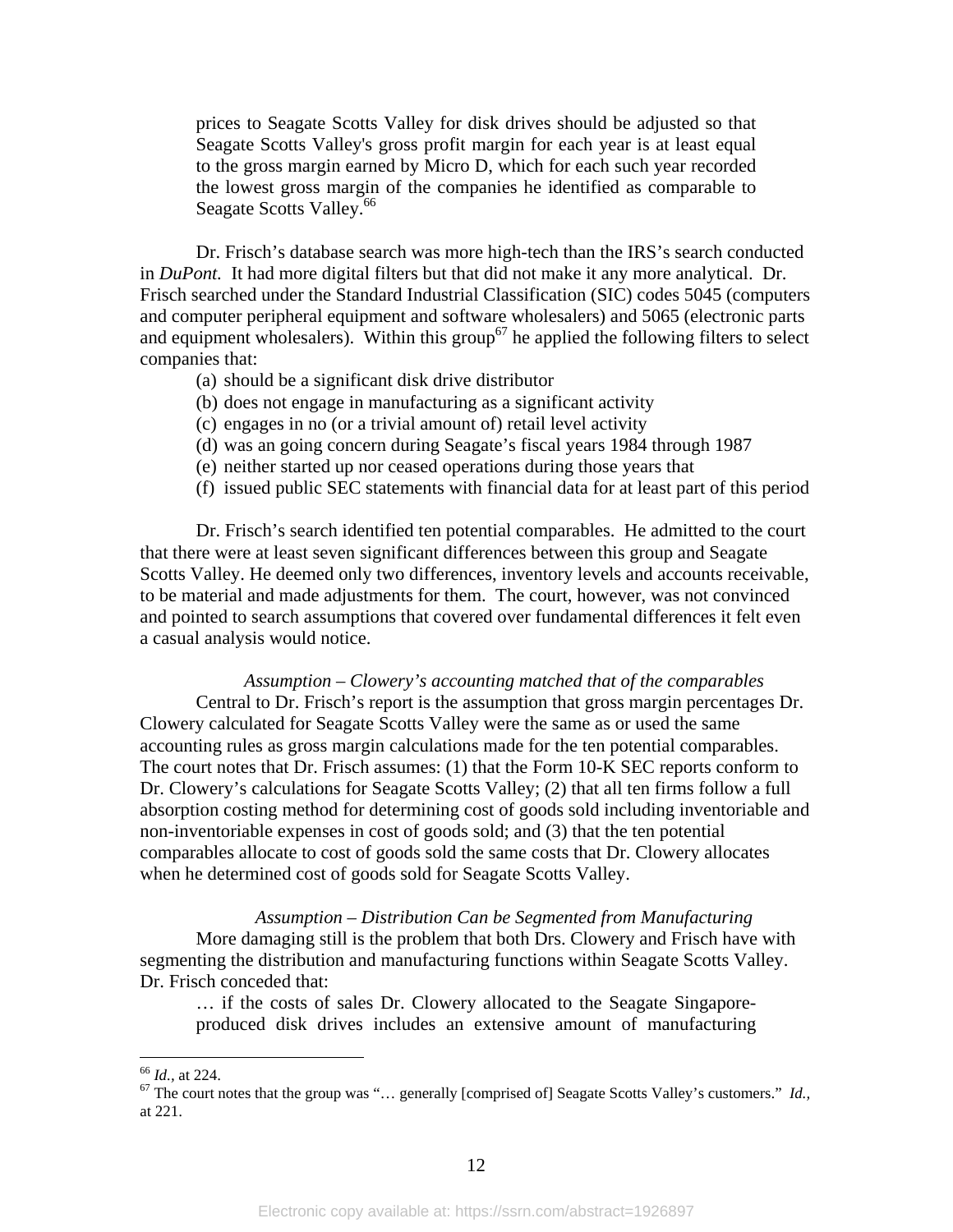prices to Seagate Scotts Valley for disk drives should be adjusted so that Seagate Scotts Valley's gross profit margin for each year is at least equal to the gross margin earned by Micro D, which for each such year recorded the lowest gross margin of the companies he identified as comparable to Seagate Scotts Valley.[66]

Dr. Frisch's database search was more high-tech than the IRS's search conducted in *DuPont.* It had more digital filters but that did not make it any more analytical. Dr. Frisch searched under the Standard Industrial Classification (SIC) codes 5045 (computers and computer peripheral equipment and software wholesalers) and 5065 (electronic parts and equipment wholesalers). Within this group[67] he applied the following filters to select companies that:

(a) should be a significant disk drive distributor
(b) does not engage in manufacturing as a significant activity
(c) engages in no (or a trivial amount of) retail level activity
(d) was an going concern during Seagate's fiscal years 1984 through 1987
(e) neither started up nor ceased operations during those years that
(f) issued public SEC statements with financial data for at least part of this period

Dr. Frisch's search identified ten potential comparables. He admitted to the court that there were at least seven significant differences between this group and Seagate Scotts Valley. He deemed only two differences, inventory levels and accounts receivable, to be material and made adjustments for them. The court, however, was not convinced and pointed to search assumptions that covered over fundamental differences it felt even a casual analysis would notice.

*Assumption – Clowery's accounting matched that of the comparables*

Central to Dr. Frisch's report is the assumption that gross margin percentages Dr. Clowery calculated for Seagate Scotts Valley were the same as or used the same accounting rules as gross margin calculations made for the ten potential comparables. The court notes that Dr. Frisch assumes: (1) that the Form 10-K SEC reports conform to Dr. Clowery's calculations for Seagate Scotts Valley; (2) that all ten firms follow a full absorption costing method for determining cost of goods sold including inventoriable and non-inventoriable expenses in cost of goods sold; and (3) that the ten potential comparables allocate to cost of goods sold the same costs that Dr. Clowery allocates when he determined cost of goods sold for Seagate Scotts Valley.

*Assumption – Distribution Can be Segmented from Manufacturing*

More damaging still is the problem that both Drs. Clowery and Frisch have with segmenting the distribution and manufacturing functions within Seagate Scotts Valley. Dr. Frisch conceded that:

… if the costs of sales Dr. Clowery allocated to the Seagate Singapore-produced disk drives includes an extensive amount of manufacturing

---

[66] *Id.,* at 224.

[67] The court notes that the group was "… generally [comprised of] Seagate Scotts Valley's customers." *Id.,* at 221.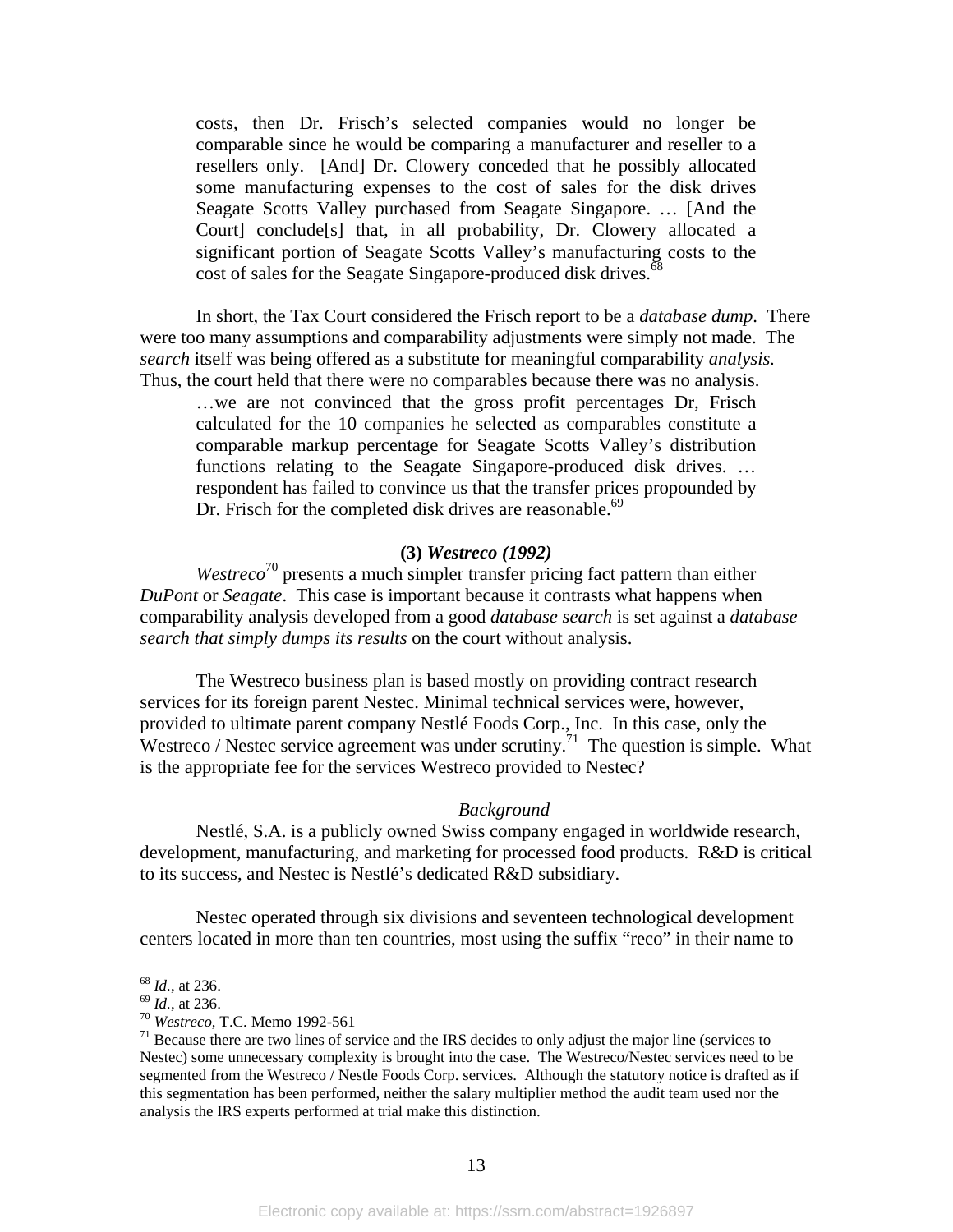> costs, then Dr. Frisch's selected companies would no longer be comparable since he would be comparing a manufacturer and reseller to a resellers only. [And] Dr. Clowery conceded that he possibly allocated some manufacturing expenses to the cost of sales for the disk drives Seagate Scotts Valley purchased from Seagate Singapore. … [And the Court] conclude[s] that, in all probability, Dr. Clowery allocated a significant portion of Seagate Scotts Valley's manufacturing costs to the cost of sales for the Seagate Singapore-produced disk drives.[68]

In short, the Tax Court considered the Frisch report to be a *database dump*. There were too many assumptions and comparability adjustments were simply not made. The *search* itself was being offered as a substitute for meaningful comparability *analysis.* Thus, the court held that there were no comparables because there was no analysis.

> …we are not convinced that the gross profit percentages Dr, Frisch calculated for the 10 companies he selected as comparables constitute a comparable markup percentage for Seagate Scotts Valley's distribution functions relating to the Seagate Singapore-produced disk drives. … respondent has failed to convince us that the transfer prices propounded by Dr. Frisch for the completed disk drives are reasonable.[69]

### (3) *Westreco (1992)*

*Westreco*[70] presents a much simpler transfer pricing fact pattern than either *DuPont* or *Seagate*. This case is important because it contrasts what happens when comparability analysis developed from a good *database search* is set against a *database search that simply dumps its results* on the court without analysis.

The Westreco business plan is based mostly on providing contract research services for its foreign parent Nestec. Minimal technical services were, however, provided to ultimate parent company Nestlé Foods Corp., Inc. In this case, only the Westreco / Nestec service agreement was under scrutiny.[71] The question is simple. What is the appropriate fee for the services Westreco provided to Nestec?

*Background*

Nestlé, S.A. is a publicly owned Swiss company engaged in worldwide research, development, manufacturing, and marketing for processed food products. R&D is critical to its success, and Nestec is Nestlé's dedicated R&D subsidiary.

Nestec operated through six divisions and seventeen technological development centers located in more than ten countries, most using the suffix "reco" in their name to

---

[68] *Id.*, at 236.

[69] *Id.*, at 236.

[70] *Westreco*, T.C. Memo 1992-561

[71] Because there are two lines of service and the IRS decides to only adjust the major line (services to Nestec) some unnecessary complexity is brought into the case. The Westreco/Nestec services need to be segmented from the Westreco / Nestle Foods Corp. services. Although the statutory notice is drafted as if this segmentation has been performed, neither the salary multiplier method the audit team used nor the analysis the IRS experts performed at trial make this distinction.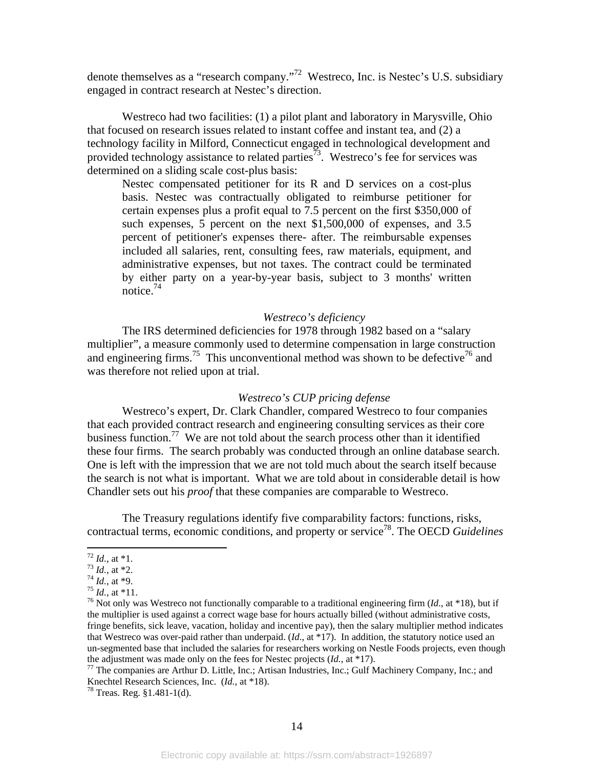denote themselves as a "research company."[72] Westreco, Inc. is Nestec's U.S. subsidiary engaged in contract research at Nestec's direction.

Westreco had two facilities: (1) a pilot plant and laboratory in Marysville, Ohio that focused on research issues related to instant coffee and instant tea, and (2) a technology facility in Milford, Connecticut engaged in technological development and provided technology assistance to related parties[73]. Westreco's fee for services was determined on a sliding scale cost-plus basis:

> Nestec compensated petitioner for its R and D services on a cost-plus basis. Nestec was contractually obligated to reimburse petitioner for certain expenses plus a profit equal to 7.5 percent on the first $350,000 of such expenses, 5 percent on the next $1,500,000 of expenses, and 3.5 percent of petitioner's expenses there- after. The reimbursable expenses included all salaries, rent, consulting fees, raw materials, equipment, and administrative expenses, but not taxes. The contract could be terminated by either party on a year-by-year basis, subject to 3 months' written notice.[74]

*Westreco's deficiency*

The IRS determined deficiencies for 1978 through 1982 based on a "salary multiplier", a measure commonly used to determine compensation in large construction and engineering firms.[75] This unconventional method was shown to be defective[76] and was therefore not relied upon at trial.

*Westreco's CUP pricing defense*

Westreco's expert, Dr. Clark Chandler, compared Westreco to four companies that each provided contract research and engineering consulting services as their core business function.[77] We are not told about the search process other than it identified these four firms. The search probably was conducted through an online database search. One is left with the impression that we are not told much about the search itself because the search is not what is important. What we are told about in considerable detail is how Chandler sets out his *proof* that these companies are comparable to Westreco.

The Treasury regulations identify five comparability factors: functions, risks, contractual terms, economic conditions, and property or service[78]. The OECD *Guidelines*

---

[72] *Id.*, at *1.
[73] *Id.*, at *2.
[74] *Id.*, at *9.
[75] *Id.*, at *11.
[76] Not only was Westreco not functionally comparable to a traditional engineering firm (*Id*., at *18), but if the multiplier is used against a correct wage base for hours actually billed (without administrative costs, fringe benefits, sick leave, vacation, holiday and incentive pay), then the salary multiplier method indicates that Westreco was over-paid rather than underpaid. (*Id*., at *17). In addition, the statutory notice used an un-segmented base that included the salaries for researchers working on Nestle Foods projects, even though the adjustment was made only on the fees for Nestec projects (*Id.*, at *17).
[77] The companies are Arthur D. Little, Inc.; Artisan Industries, Inc.; Gulf Machinery Company, Inc.; and Knechtel Research Sciences, Inc. (*Id.*, at *18).
[78] Treas. Reg. §1.481-1(d).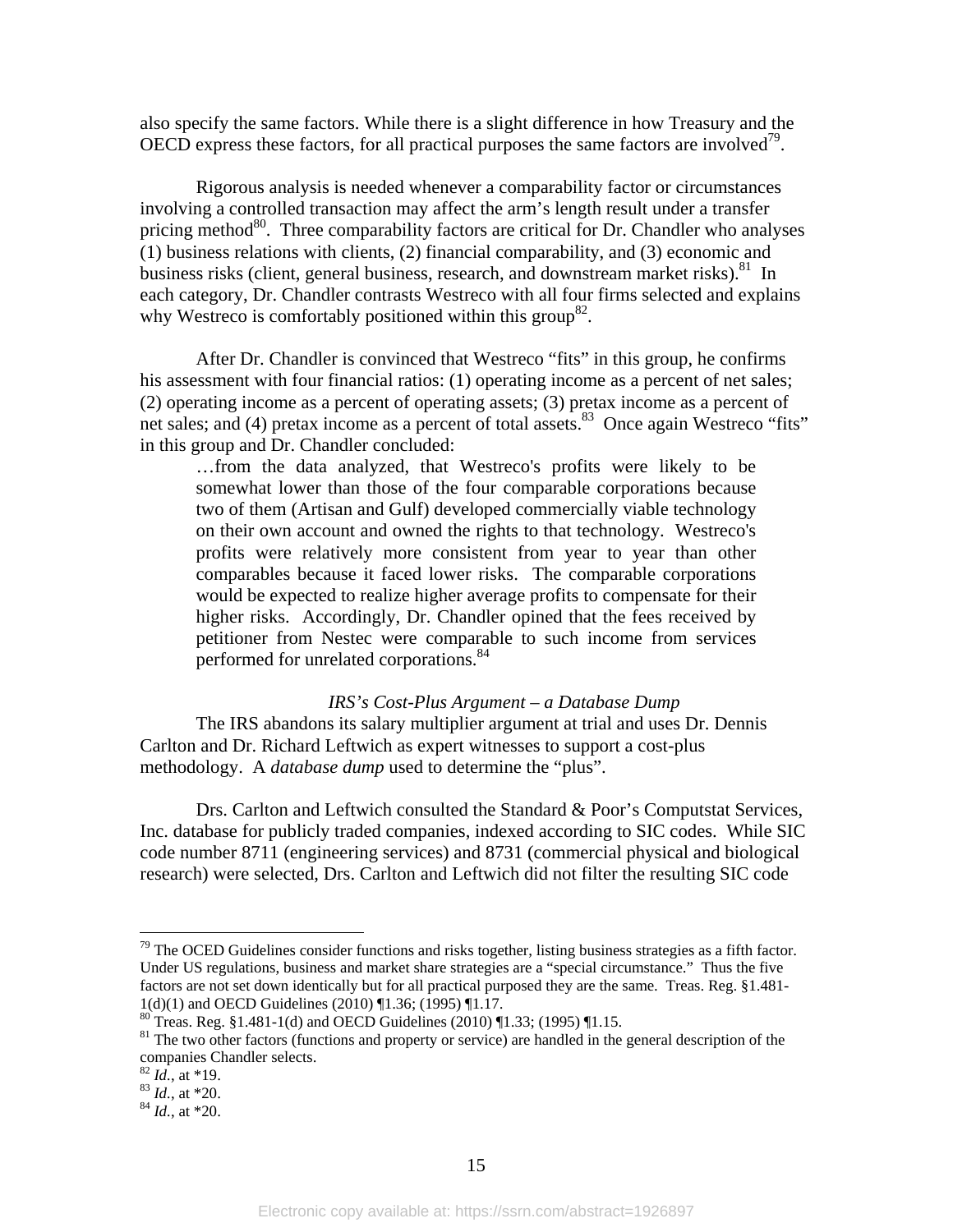also specify the same factors. While there is a slight difference in how Treasury and the OECD express these factors, for all practical purposes the same factors are involved[79].

Rigorous analysis is needed whenever a comparability factor or circumstances involving a controlled transaction may affect the arm's length result under a transfer pricing method[80]. Three comparability factors are critical for Dr. Chandler who analyses (1) business relations with clients, (2) financial comparability, and (3) economic and business risks (client, general business, research, and downstream market risks).[81] In each category, Dr. Chandler contrasts Westreco with all four firms selected and explains why Westreco is comfortably positioned within this group[82].

After Dr. Chandler is convinced that Westreco "fits" in this group, he confirms his assessment with four financial ratios: (1) operating income as a percent of net sales; (2) operating income as a percent of operating assets; (3) pretax income as a percent of net sales; and (4) pretax income as a percent of total assets.[83] Once again Westreco "fits" in this group and Dr. Chandler concluded:

> …from the data analyzed, that Westreco's profits were likely to be somewhat lower than those of the four comparable corporations because two of them (Artisan and Gulf) developed commercially viable technology on their own account and owned the rights to that technology. Westreco's profits were relatively more consistent from year to year than other comparables because it faced lower risks. The comparable corporations would be expected to realize higher average profits to compensate for their higher risks. Accordingly, Dr. Chandler opined that the fees received by petitioner from Nestec were comparable to such income from services performed for unrelated corporations.[84]

*IRS's Cost-Plus Argument – a Database Dump*

The IRS abandons its salary multiplier argument at trial and uses Dr. Dennis Carlton and Dr. Richard Leftwich as expert witnesses to support a cost-plus methodology. A *database dump* used to determine the "plus".

Drs. Carlton and Leftwich consulted the Standard & Poor's Computstat Services, Inc. database for publicly traded companies, indexed according to SIC codes. While SIC code number 8711 (engineering services) and 8731 (commercial physical and biological research) were selected, Drs. Carlton and Leftwich did not filter the resulting SIC code

---

[79] The OCED Guidelines consider functions and risks together, listing business strategies as a fifth factor. Under US regulations, business and market share strategies are a "special circumstance." Thus the five factors are not set down identically but for all practical purposed they are the same. Treas. Reg. §1.481-1(d)(1) and OECD Guidelines (2010) ¶1.36; (1995) ¶1.17.

[80] Treas. Reg. §1.481-1(d) and OECD Guidelines (2010) ¶1.33; (1995) ¶1.15.

[81] The two other factors (functions and property or service) are handled in the general description of the companies Chandler selects.

[82] *Id.*, at *19.

[83] *Id.*, at *20.

[84] *Id.*, at *20.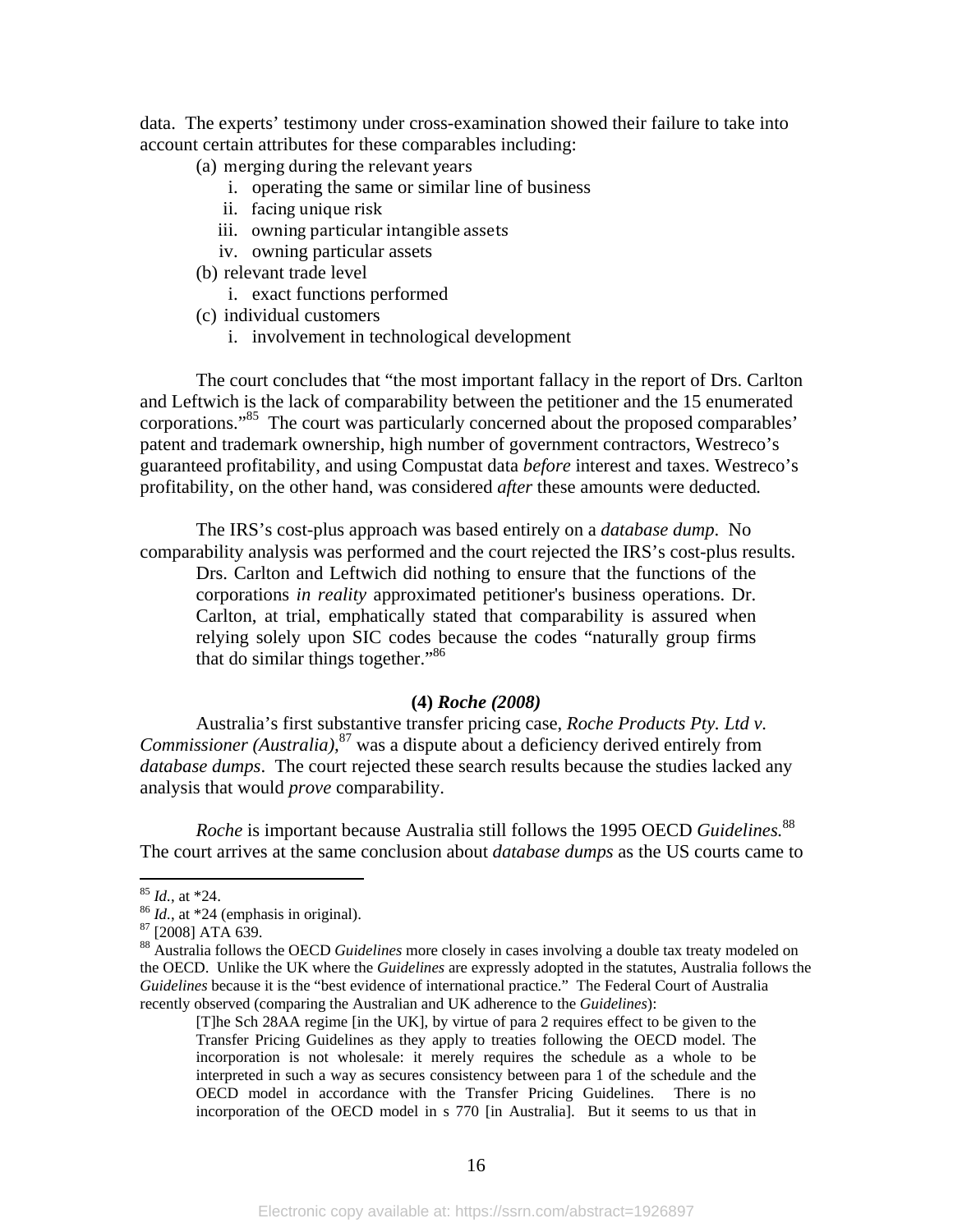data. The experts' testimony under cross-examination showed their failure to take into account certain attributes for these comparables including:

(a) merging during the relevant years
   i. operating the same or similar line of business
   ii. facing unique risk
   iii. owning particular intangible assets
   iv. owning particular assets

(b) relevant trade level
   i. exact functions performed

(c) individual customers
   i. involvement in technological development

The court concludes that "the most important fallacy in the report of Drs. Carlton and Leftwich is the lack of comparability between the petitioner and the 15 enumerated corporations."[85] The court was particularly concerned about the proposed comparables' patent and trademark ownership, high number of government contractors, Westreco's guaranteed profitability, and using Compustat data *before* interest and taxes. Westreco's profitability, on the other hand, was considered *after* these amounts were deducted.

The IRS's cost-plus approach was based entirely on a *database dump*. No comparability analysis was performed and the court rejected the IRS's cost-plus results.

> Drs. Carlton and Leftwich did nothing to ensure that the functions of the corporations *in reality* approximated petitioner's business operations. Dr. Carlton, at trial, emphatically stated that comparability is assured when relying solely upon SIC codes because the codes "naturally group firms that do similar things together."[86]

### (4) *Roche (2008)*

Australia's first substantive transfer pricing case, *Roche Products Pty. Ltd v. Commissioner (Australia),*[87] was a dispute about a deficiency derived entirely from *database dumps*. The court rejected these search results because the studies lacked any analysis that would *prove* comparability.

*Roche* is important because Australia still follows the 1995 OECD *Guidelines.*[88] The court arrives at the same conclusion about *database dumps* as the US courts came to

---

[85] *Id.*, at *24.

[86] *Id.*, at *24 (emphasis in original).

[87] [2008] ATA 639.

[88] Australia follows the OECD *Guidelines* more closely in cases involving a double tax treaty modeled on the OECD. Unlike the UK where the *Guidelines* are expressly adopted in the statutes, Australia follows the *Guidelines* because it is the "best evidence of international practice." The Federal Court of Australia recently observed (comparing the Australian and UK adherence to the *Guidelines*):

> [T]he Sch 28AA regime [in the UK], by virtue of para 2 requires effect to be given to the Transfer Pricing Guidelines as they apply to treaties following the OECD model. The incorporation is not wholesale: it merely requires the schedule as a whole to be interpreted in such a way as secures consistency between para 1 of the schedule and the OECD model in accordance with the Transfer Pricing Guidelines. There is no incorporation of the OECD model in s 770 [in Australia]. But it seems to us that in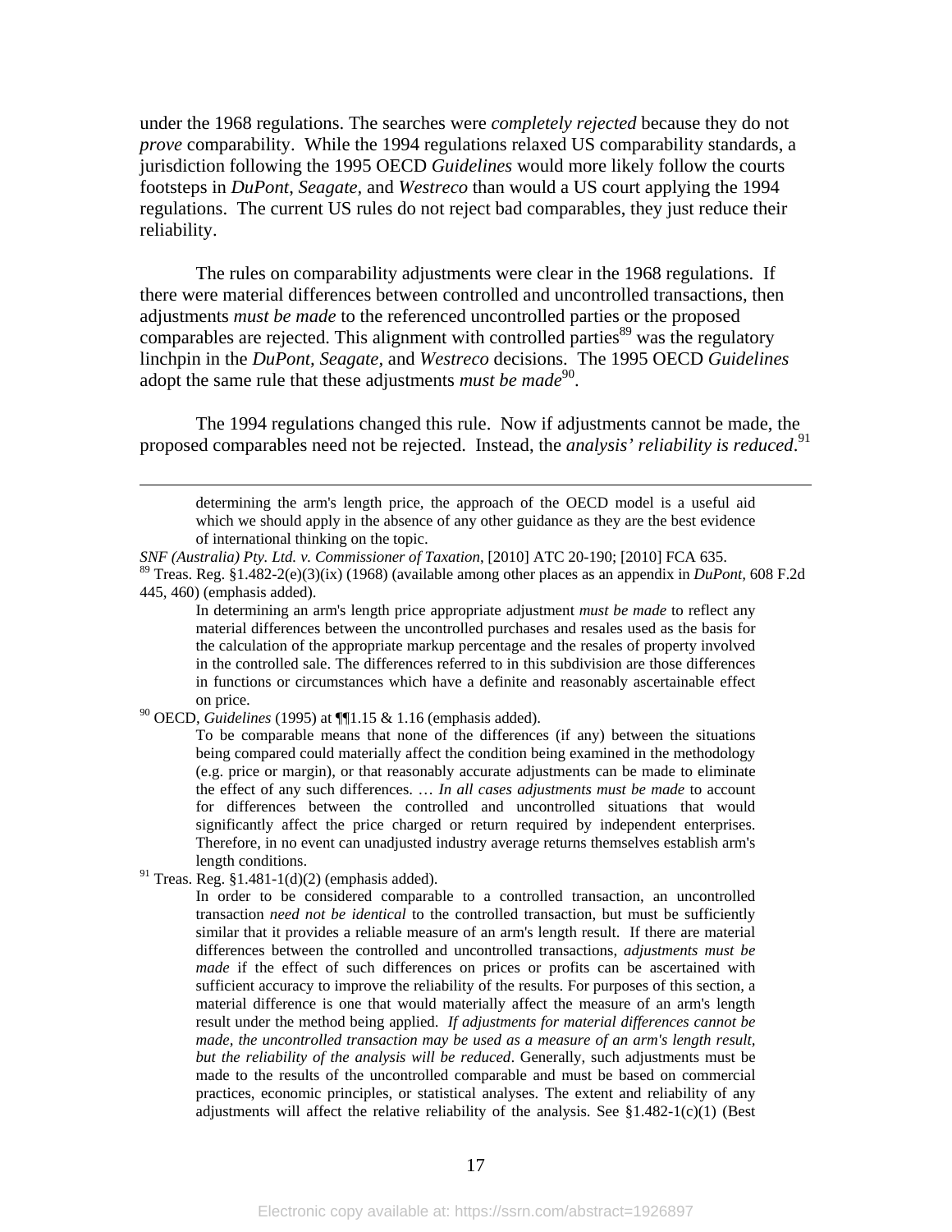under the 1968 regulations. The searches were *completely rejected* because they do not *prove* comparability. While the 1994 regulations relaxed US comparability standards, a jurisdiction following the 1995 OECD *Guidelines* would more likely follow the courts footsteps in *DuPont*, *Seagate*, and *Westreco* than would a US court applying the 1994 regulations. The current US rules do not reject bad comparables, they just reduce their reliability.

The rules on comparability adjustments were clear in the 1968 regulations. If there were material differences between controlled and uncontrolled transactions, then adjustments *must be made* to the referenced uncontrolled parties or the proposed comparables are rejected. This alignment with controlled parties[89] was the regulatory linchpin in the *DuPont*, *Seagate*, and *Westreco* decisions. The 1995 OECD *Guidelines* adopt the same rule that these adjustments *must be made*[90].

The 1994 regulations changed this rule. Now if adjustments cannot be made, the proposed comparables need not be rejected. Instead, the *analysis' reliability is reduced*.[91]

---

> determining the arm's length price, the approach of the OECD model is a useful aid which we should apply in the absence of any other guidance as they are the best evidence of international thinking on the topic.

*SNF (Australia) Pty. Ltd. v. Commissioner of Taxation*, [2010] ATC 20-190; [2010] FCA 635.

[89] Treas. Reg. §1.482-2(e)(3)(ix) (1968) (available among other places as an appendix in *DuPont*, 608 F.2d 445, 460) (emphasis added).

> In determining an arm's length price appropriate adjustment *must be made* to reflect any material differences between the uncontrolled purchases and resales used as the basis for the calculation of the appropriate markup percentage and the resales of property involved in the controlled sale. The differences referred to in this subdivision are those differences in functions or circumstances which have a definite and reasonably ascertainable effect on price.

[90] OECD, *Guidelines* (1995) at ¶¶1.15 & 1.16 (emphasis added).

> To be comparable means that none of the differences (if any) between the situations being compared could materially affect the condition being examined in the methodology (e.g. price or margin), or that reasonably accurate adjustments can be made to eliminate the effect of any such differences. … *In all cases adjustments must be made* to account for differences between the controlled and uncontrolled situations that would significantly affect the price charged or return required by independent enterprises. Therefore, in no event can unadjusted industry average returns themselves establish arm's length conditions.

[91] Treas. Reg. §1.481-1(d)(2) (emphasis added).

> In order to be considered comparable to a controlled transaction, an uncontrolled transaction *need not be identical* to the controlled transaction, but must be sufficiently similar that it provides a reliable measure of an arm's length result. If there are material differences between the controlled and uncontrolled transactions, *adjustments must be made* if the effect of such differences on prices or profits can be ascertained with sufficient accuracy to improve the reliability of the results. For purposes of this section, a material difference is one that would materially affect the measure of an arm's length result under the method being applied. *If adjustments for material differences cannot be made, the uncontrolled transaction may be used as a measure of an arm's length result, but the reliability of the analysis will be reduced*. Generally, such adjustments must be made to the results of the uncontrolled comparable and must be based on commercial practices, economic principles, or statistical analyses. The extent and reliability of any adjustments will affect the relative reliability of the analysis. See §1.482-1(c)(1) (Best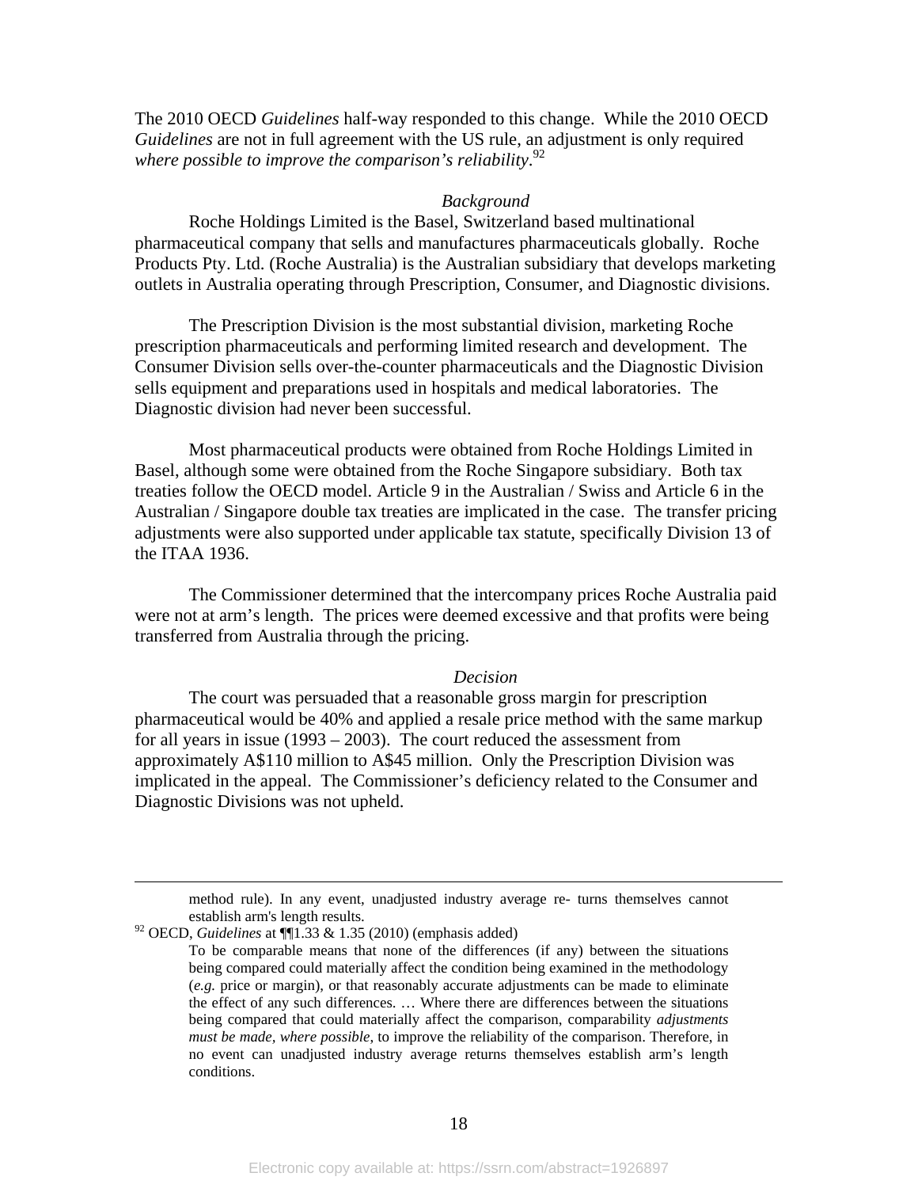The 2010 OECD *Guidelines* half-way responded to this change. While the 2010 OECD *Guidelines* are not in full agreement with the US rule, an adjustment is only required *where possible to improve the comparison's reliability*.[92]

*Background*

Roche Holdings Limited is the Basel, Switzerland based multinational pharmaceutical company that sells and manufactures pharmaceuticals globally. Roche Products Pty. Ltd. (Roche Australia) is the Australian subsidiary that develops marketing outlets in Australia operating through Prescription, Consumer, and Diagnostic divisions.

The Prescription Division is the most substantial division, marketing Roche prescription pharmaceuticals and performing limited research and development. The Consumer Division sells over-the-counter pharmaceuticals and the Diagnostic Division sells equipment and preparations used in hospitals and medical laboratories. The Diagnostic division had never been successful.

Most pharmaceutical products were obtained from Roche Holdings Limited in Basel, although some were obtained from the Roche Singapore subsidiary. Both tax treaties follow the OECD model. Article 9 in the Australian / Swiss and Article 6 in the Australian / Singapore double tax treaties are implicated in the case. The transfer pricing adjustments were also supported under applicable tax statute, specifically Division 13 of the ITAA 1936.

The Commissioner determined that the intercompany prices Roche Australia paid were not at arm's length. The prices were deemed excessive and that profits were being transferred from Australia through the pricing.

*Decision*

The court was persuaded that a reasonable gross margin for prescription pharmaceutical would be 40% and applied a resale price method with the same markup for all years in issue (1993 – 2003). The court reduced the assessment from approximately A$110 million to A$45 million. Only the Prescription Division was implicated in the appeal. The Commissioner's deficiency related to the Consumer and Diagnostic Divisions was not upheld.

---

method rule). In any event, unadjusted industry average re- turns themselves cannot establish arm's length results.

[92] OECD, *Guidelines* at ¶¶1.33 & 1.35 (2010) (emphasis added)

> To be comparable means that none of the differences (if any) between the situations being compared could materially affect the condition being examined in the methodology (*e.g.* price or margin), or that reasonably accurate adjustments can be made to eliminate the effect of any such differences. … Where there are differences between the situations being compared that could materially affect the comparison, comparability *adjustments must be made, where possible*, to improve the reliability of the comparison. Therefore, in no event can unadjusted industry average returns themselves establish arm's length conditions.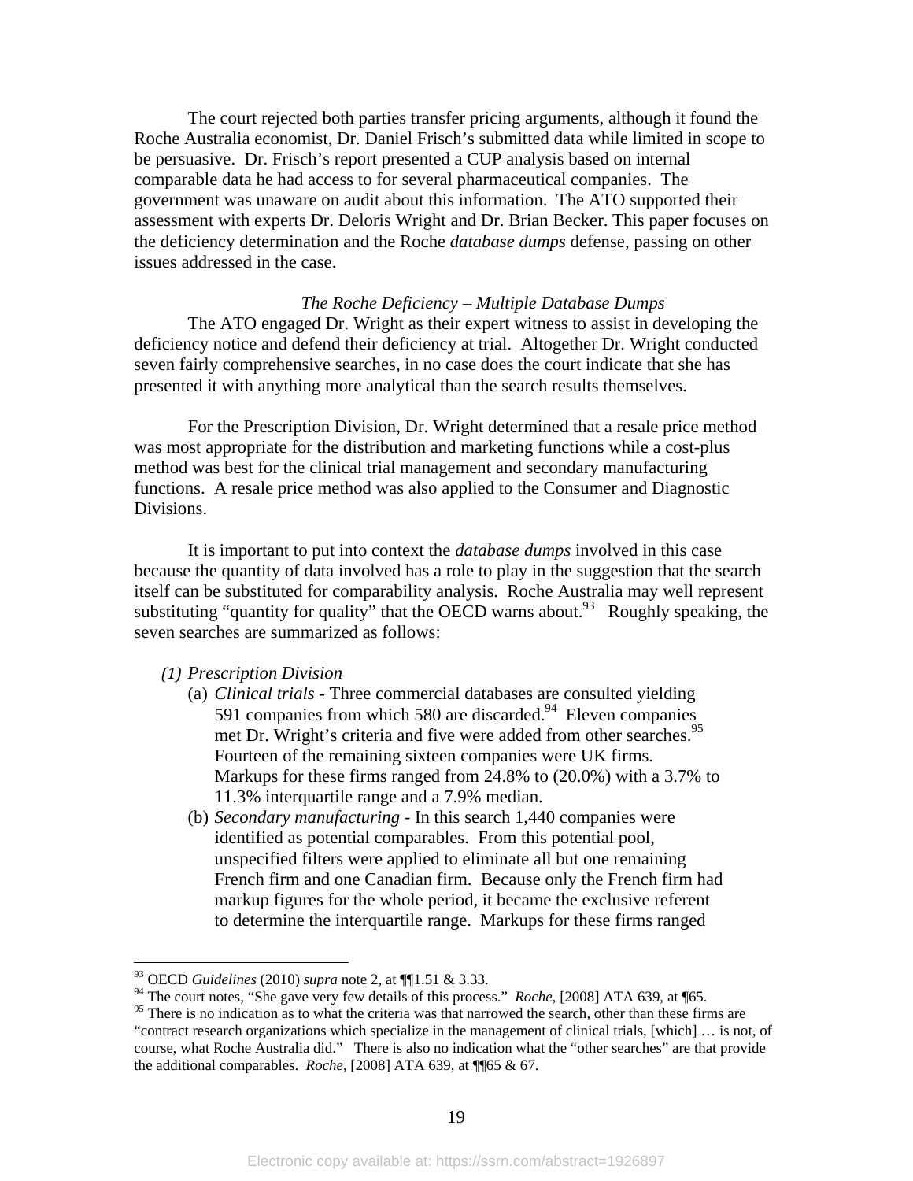The court rejected both parties transfer pricing arguments, although it found the Roche Australia economist, Dr. Daniel Frisch's submitted data while limited in scope to be persuasive. Dr. Frisch's report presented a CUP analysis based on internal comparable data he had access to for several pharmaceutical companies. The government was unaware on audit about this information. The ATO supported their assessment with experts Dr. Deloris Wright and Dr. Brian Becker. This paper focuses on the deficiency determination and the Roche *database dumps* defense, passing on other issues addressed in the case.

### *The Roche Deficiency – Multiple Database Dumps*

The ATO engaged Dr. Wright as their expert witness to assist in developing the deficiency notice and defend their deficiency at trial. Altogether Dr. Wright conducted seven fairly comprehensive searches, in no case does the court indicate that she has presented it with anything more analytical than the search results themselves.

For the Prescription Division, Dr. Wright determined that a resale price method was most appropriate for the distribution and marketing functions while a cost-plus method was best for the clinical trial management and secondary manufacturing functions. A resale price method was also applied to the Consumer and Diagnostic Divisions.

It is important to put into context the *database dumps* involved in this case because the quantity of data involved has a role to play in the suggestion that the search itself can be substituted for comparability analysis. Roche Australia may well represent substituting "quantity for quality" that the OECD warns about.[93] Roughly speaking, the seven searches are summarized as follows:

(1) *Prescription Division*
   (a) *Clinical trials* - Three commercial databases are consulted yielding 591 companies from which 580 are discarded.[94] Eleven companies met Dr. Wright's criteria and five were added from other searches.[95] Fourteen of the remaining sixteen companies were UK firms. Markups for these firms ranged from 24.8% to (20.0%) with a 3.7% to 11.3% interquartile range and a 7.9% median.
   (b) *Secondary manufacturing* - In this search 1,440 companies were identified as potential comparables. From this potential pool, unspecified filters were applied to eliminate all but one remaining French firm and one Canadian firm. Because only the French firm had markup figures for the whole period, it became the exclusive referent to determine the interquartile range. Markups for these firms ranged

---

[93] OECD *Guidelines* (2010) *supra* note 2, at ¶¶1.51 & 3.33.

[94] The court notes, "She gave very few details of this process." *Roche*, [2008] ATA 639, at ¶65.

[95] There is no indication as to what the criteria was that narrowed the search, other than these firms are "contract research organizations which specialize in the management of clinical trials, [which] … is not, of course, what Roche Australia did." There is also no indication what the "other searches" are that provide the additional comparables. *Roche*, [2008] ATA 639, at ¶¶65 & 67.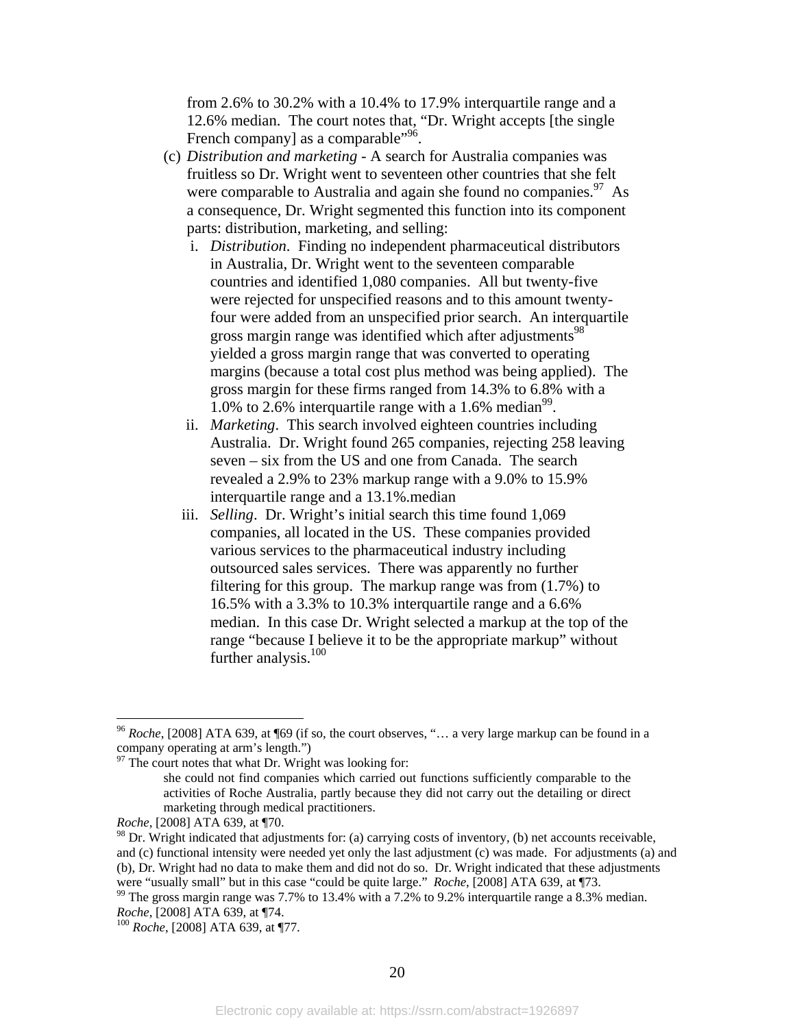from 2.6% to 30.2% with a 10.4% to 17.9% interquartile range and a 12.6% median. The court notes that, "Dr. Wright accepts [the single French company] as a comparable"[96].

(c) *Distribution and marketing* - A search for Australia companies was fruitless so Dr. Wright went to seventeen other countries that she felt were comparable to Australia and again she found no companies.[97] As a consequence, Dr. Wright segmented this function into its component parts: distribution, marketing, and selling:

   i. *Distribution*. Finding no independent pharmaceutical distributors in Australia, Dr. Wright went to the seventeen comparable countries and identified 1,080 companies. All but twenty-five were rejected for unspecified reasons and to this amount twenty-four were added from an unspecified prior search. An interquartile gross margin range was identified which after adjustments[98] yielded a gross margin range that was converted to operating margins (because a total cost plus method was being applied). The gross margin for these firms ranged from 14.3% to 6.8% with a 1.0% to 2.6% interquartile range with a 1.6% median[99].

   ii. *Marketing*. This search involved eighteen countries including Australia. Dr. Wright found 265 companies, rejecting 258 leaving seven – six from the US and one from Canada. The search revealed a 2.9% to 23% markup range with a 9.0% to 15.9% interquartile range and a 13.1%.median

   iii. *Selling*. Dr. Wright's initial search this time found 1,069 companies, all located in the US. These companies provided various services to the pharmaceutical industry including outsourced sales services. There was apparently no further filtering for this group. The markup range was from (1.7%) to 16.5% with a 3.3% to 10.3% interquartile range and a 6.6% median. In this case Dr. Wright selected a markup at the top of the range "because I believe it to be the appropriate markup" without further analysis.[100]

---

[96] *Roche*, [2008] ATA 639, at ¶69 (if so, the court observes, "… a very large markup can be found in a company operating at arm's length.")

[97] The court notes that what Dr. Wright was looking for:

> she could not find companies which carried out functions sufficiently comparable to the activities of Roche Australia, partly because they did not carry out the detailing or direct marketing through medical practitioners.

*Roche*, [2008] ATA 639, at ¶70.

[98] Dr. Wright indicated that adjustments for: (a) carrying costs of inventory, (b) net accounts receivable, and (c) functional intensity were needed yet only the last adjustment (c) was made. For adjustments (a) and (b), Dr. Wright had no data to make them and did not do so. Dr. Wright indicated that these adjustments were "usually small" but in this case "could be quite large." *Roche*, [2008] ATA 639, at ¶73.

[99] The gross margin range was 7.7% to 13.4% with a 7.2% to 9.2% interquartile range a 8.3% median. *Roche*, [2008] ATA 639, at ¶74.

[100] *Roche*, [2008] ATA 639, at ¶77.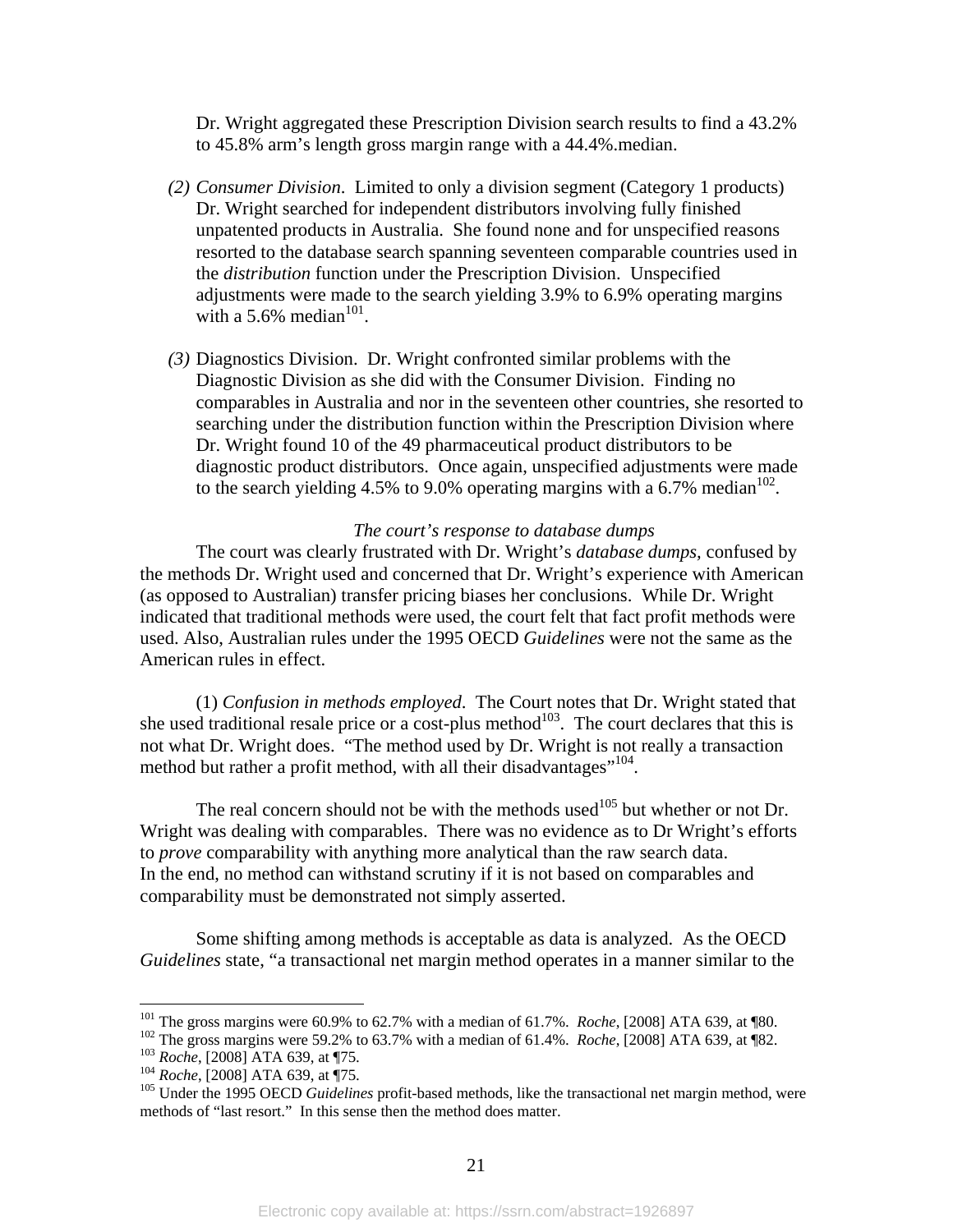Dr. Wright aggregated these Prescription Division search results to find a 43.2% to 45.8% arm's length gross margin range with a 44.4%.median.

*(2) Consumer Division*. Limited to only a division segment (Category 1 products) Dr. Wright searched for independent distributors involving fully finished unpatented products in Australia. She found none and for unspecified reasons resorted to the database search spanning seventeen comparable countries used in the *distribution* function under the Prescription Division. Unspecified adjustments were made to the search yielding 3.9% to 6.9% operating margins with a 5.6% median[101].

*(3)* Diagnostics Division. Dr. Wright confronted similar problems with the Diagnostic Division as she did with the Consumer Division. Finding no comparables in Australia and nor in the seventeen other countries, she resorted to searching under the distribution function within the Prescription Division where Dr. Wright found 10 of the 49 pharmaceutical product distributors to be diagnostic product distributors. Once again, unspecified adjustments were made to the search yielding 4.5% to 9.0% operating margins with a 6.7% median[102].

*The court's response to database dumps*

The court was clearly frustrated with Dr. Wright's *database dumps*, confused by the methods Dr. Wright used and concerned that Dr. Wright's experience with American (as opposed to Australian) transfer pricing biases her conclusions. While Dr. Wright indicated that traditional methods were used, the court felt that fact profit methods were used. Also, Australian rules under the 1995 OECD *Guidelines* were not the same as the American rules in effect.

(1) *Confusion in methods employed*. The Court notes that Dr. Wright stated that she used traditional resale price or a cost-plus method[103]. The court declares that this is not what Dr. Wright does. "The method used by Dr. Wright is not really a transaction method but rather a profit method, with all their disadvantages"[104].

The real concern should not be with the methods used[105] but whether or not Dr. Wright was dealing with comparables. There was no evidence as to Dr Wright's efforts to *prove* comparability with anything more analytical than the raw search data. In the end, no method can withstand scrutiny if it is not based on comparables and comparability must be demonstrated not simply asserted.

Some shifting among methods is acceptable as data is analyzed. As the OECD *Guidelines* state, "a transactional net margin method operates in a manner similar to the

---

[101] The gross margins were 60.9% to 62.7% with a median of 61.7%. *Roche*, [2008] ATA 639, at ¶80.

[102] The gross margins were 59.2% to 63.7% with a median of 61.4%. *Roche*, [2008] ATA 639, at ¶82.

[103] *Roche*, [2008] ATA 639, at ¶75.

[104] *Roche*, [2008] ATA 639, at ¶75.

[105] Under the 1995 OECD *Guidelines* profit-based methods, like the transactional net margin method, were methods of "last resort." In this sense then the method does matter.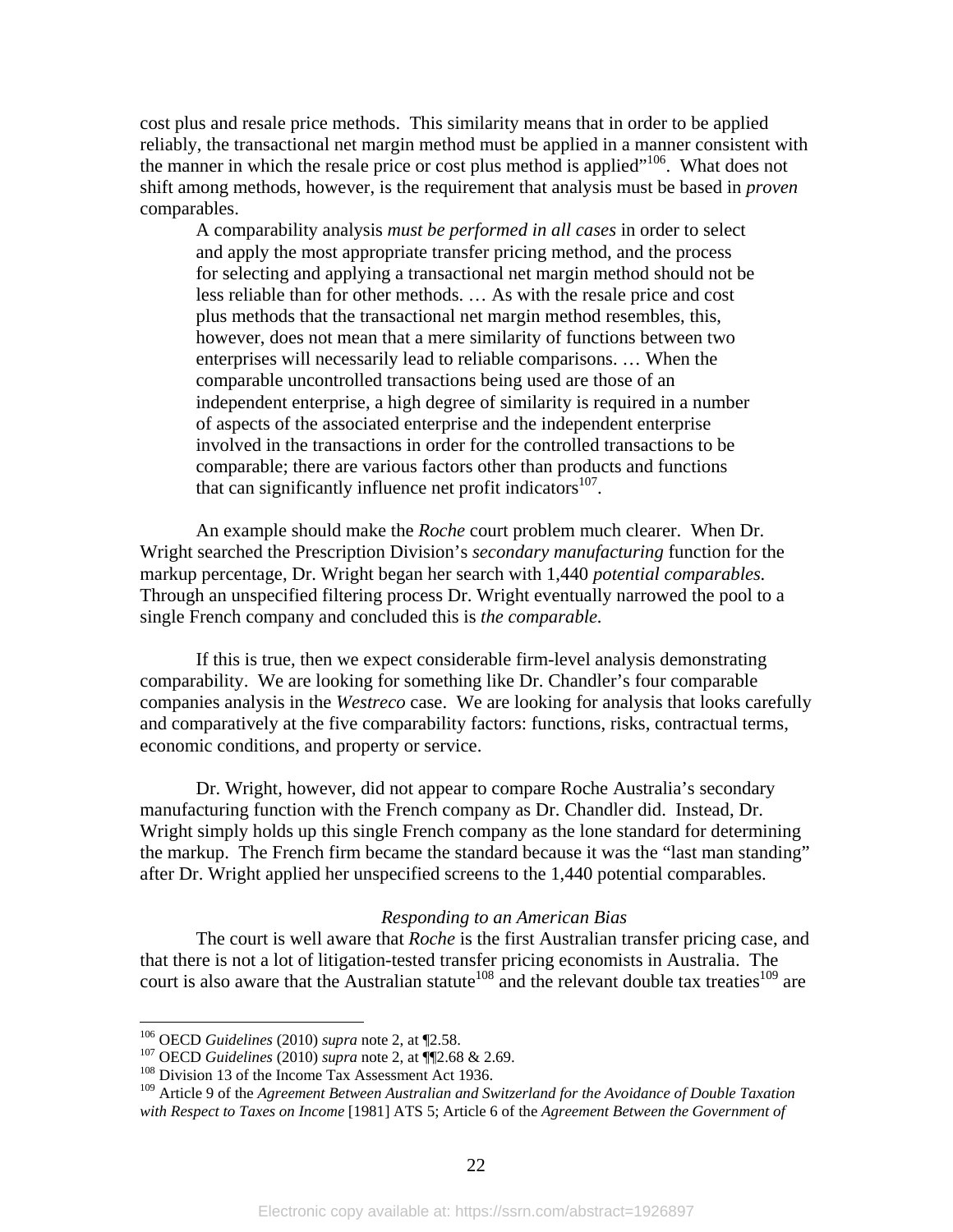cost plus and resale price methods. This similarity means that in order to be applied reliably, the transactional net margin method must be applied in a manner consistent with the manner in which the resale price or cost plus method is applied"[106]. What does not shift among methods, however, is the requirement that analysis must be based in *proven* comparables.

> A comparability analysis *must be performed in all cases* in order to select and apply the most appropriate transfer pricing method, and the process for selecting and applying a transactional net margin method should not be less reliable than for other methods. … As with the resale price and cost plus methods that the transactional net margin method resembles, this, however, does not mean that a mere similarity of functions between two enterprises will necessarily lead to reliable comparisons. … When the comparable uncontrolled transactions being used are those of an independent enterprise, a high degree of similarity is required in a number of aspects of the associated enterprise and the independent enterprise involved in the transactions in order for the controlled transactions to be comparable; there are various factors other than products and functions that can significantly influence net profit indicators[107].

An example should make the *Roche* court problem much clearer. When Dr. Wright searched the Prescription Division's *secondary manufacturing* function for the markup percentage, Dr. Wright began her search with 1,440 *potential comparables.* Through an unspecified filtering process Dr. Wright eventually narrowed the pool to a single French company and concluded this is *the comparable.*

If this is true, then we expect considerable firm-level analysis demonstrating comparability. We are looking for something like Dr. Chandler's four comparable companies analysis in the *Westreco* case. We are looking for analysis that looks carefully and comparatively at the five comparability factors: functions, risks, contractual terms, economic conditions, and property or service.

Dr. Wright, however, did not appear to compare Roche Australia's secondary manufacturing function with the French company as Dr. Chandler did. Instead, Dr. Wright simply holds up this single French company as the lone standard for determining the markup. The French firm became the standard because it was the "last man standing" after Dr. Wright applied her unspecified screens to the 1,440 potential comparables.

*Responding to an American Bias*

The court is well aware that *Roche* is the first Australian transfer pricing case, and that there is not a lot of litigation-tested transfer pricing economists in Australia. The court is also aware that the Australian statute[108] and the relevant double tax treaties[109] are

---

[106] OECD *Guidelines* (2010) *supra* note 2, at ¶2.58.

[107] OECD *Guidelines* (2010) *supra* note 2, at ¶¶2.68 & 2.69.

[108] Division 13 of the Income Tax Assessment Act 1936.

[109] Article 9 of the *Agreement Between Australian and Switzerland for the Avoidance of Double Taxation with Respect to Taxes on Income* [1981] ATS 5; Article 6 of the *Agreement Between the Government of*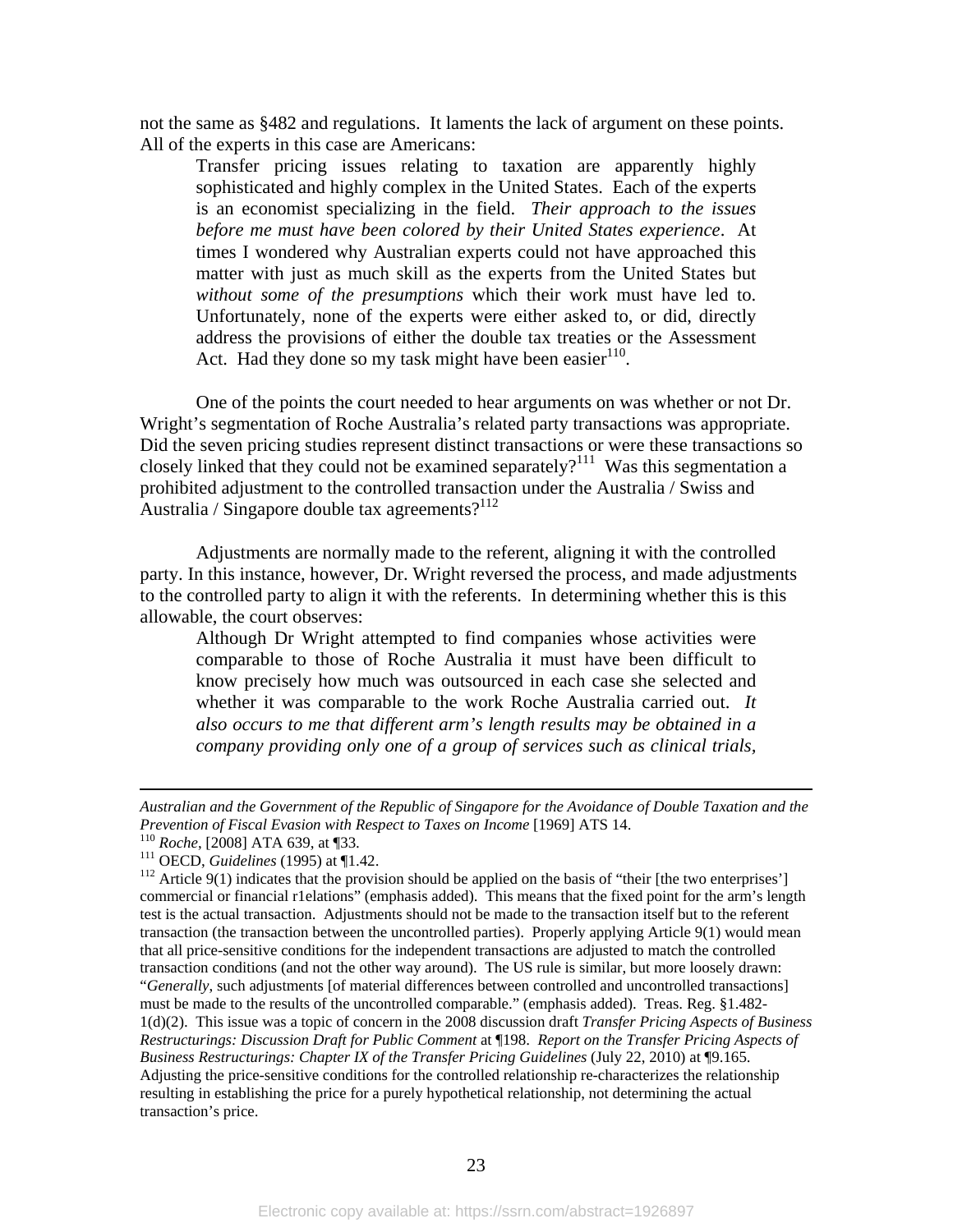not the same as §482 and regulations. It laments the lack of argument on these points. All of the experts in this case are Americans:

> Transfer pricing issues relating to taxation are apparently highly sophisticated and highly complex in the United States. Each of the experts is an economist specializing in the field. *Their approach to the issues before me must have been colored by their United States experience*. At times I wondered why Australian experts could not have approached this matter with just as much skill as the experts from the United States but *without some of the presumptions* which their work must have led to. Unfortunately, none of the experts were either asked to, or did, directly address the provisions of either the double tax treaties or the Assessment Act. Had they done so my task might have been easier[110].

One of the points the court needed to hear arguments on was whether or not Dr. Wright's segmentation of Roche Australia's related party transactions was appropriate. Did the seven pricing studies represent distinct transactions or were these transactions so closely linked that they could not be examined separately?[111] Was this segmentation a prohibited adjustment to the controlled transaction under the Australia / Swiss and Australia / Singapore double tax agreements?[112]

Adjustments are normally made to the referent, aligning it with the controlled party. In this instance, however, Dr. Wright reversed the process, and made adjustments to the controlled party to align it with the referents. In determining whether this is this allowable, the court observes:

> Although Dr Wright attempted to find companies whose activities were comparable to those of Roche Australia it must have been difficult to know precisely how much was outsourced in each case she selected and whether it was comparable to the work Roche Australia carried out. *It also occurs to me that different arm's length results may be obtained in a company providing only one of a group of services such as clinical trials,*

---

*Australian and the Government of the Republic of Singapore for the Avoidance of Double Taxation and the Prevention of Fiscal Evasion with Respect to Taxes on Income* [1969] ATS 14.

[110] *Roche*, [2008] ATA 639, at ¶33.

[111] OECD, *Guidelines* (1995) at ¶1.42.

[112] Article 9(1) indicates that the provision should be applied on the basis of "their [the two enterprises'] commercial or financial r1elations" (emphasis added). This means that the fixed point for the arm's length test is the actual transaction. Adjustments should not be made to the transaction itself but to the referent transaction (the transaction between the uncontrolled parties). Properly applying Article 9(1) would mean that all price-sensitive conditions for the independent transactions are adjusted to match the controlled transaction conditions (and not the other way around). The US rule is similar, but more loosely drawn: "*Generally*, such adjustments [of material differences between controlled and uncontrolled transactions] must be made to the results of the uncontrolled comparable." (emphasis added). Treas. Reg. §1.482-1(d)(2). This issue was a topic of concern in the 2008 discussion draft *Transfer Pricing Aspects of Business Restructurings: Discussion Draft for Public Comment* at ¶198. *Report on the Transfer Pricing Aspects of Business Restructurings: Chapter IX of the Transfer Pricing Guidelines* (July 22, 2010) at ¶9.165. Adjusting the price-sensitive conditions for the controlled relationship re-characterizes the relationship resulting in establishing the price for a purely hypothetical relationship, not determining the actual transaction's price.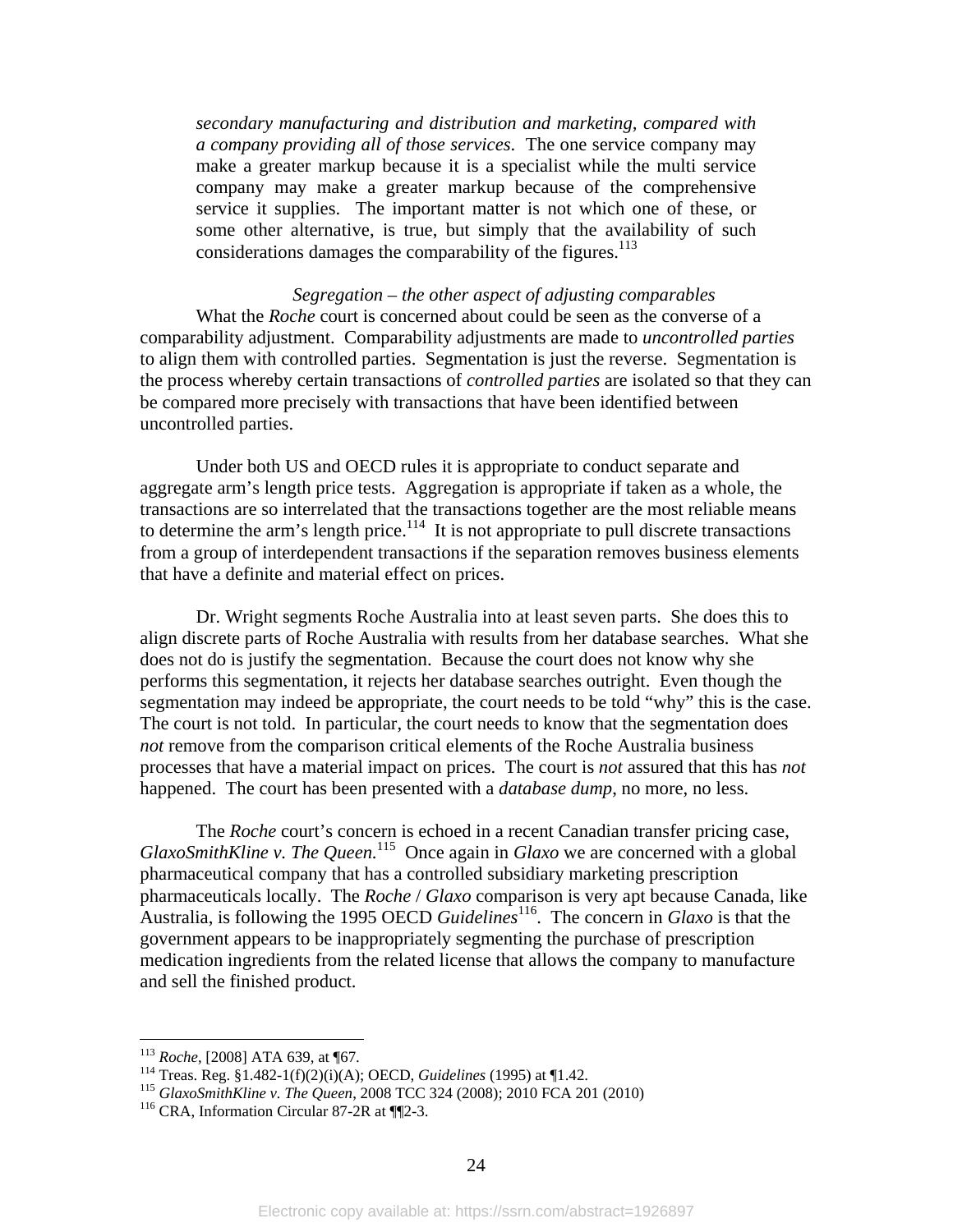> *secondary manufacturing and distribution and marketing, compared with a company providing all of those services*. The one service company may make a greater markup because it is a specialist while the multi service company may make a greater markup because of the comprehensive service it supplies. The important matter is not which one of these, or some other alternative, is true, but simply that the availability of such considerations damages the comparability of the figures.[113]

*Segregation – the other aspect of adjusting comparables*

What the *Roche* court is concerned about could be seen as the converse of a comparability adjustment. Comparability adjustments are made to *uncontrolled parties* to align them with controlled parties. Segmentation is just the reverse. Segmentation is the process whereby certain transactions of *controlled parties* are isolated so that they can be compared more precisely with transactions that have been identified between uncontrolled parties.

Under both US and OECD rules it is appropriate to conduct separate and aggregate arm's length price tests. Aggregation is appropriate if taken as a whole, the transactions are so interrelated that the transactions together are the most reliable means to determine the arm's length price.[114] It is not appropriate to pull discrete transactions from a group of interdependent transactions if the separation removes business elements that have a definite and material effect on prices.

Dr. Wright segments Roche Australia into at least seven parts. She does this to align discrete parts of Roche Australia with results from her database searches. What she does not do is justify the segmentation. Because the court does not know why she performs this segmentation, it rejects her database searches outright. Even though the segmentation may indeed be appropriate, the court needs to be told "why" this is the case. The court is not told. In particular, the court needs to know that the segmentation does *not* remove from the comparison critical elements of the Roche Australia business processes that have a material impact on prices. The court is *not* assured that this has *not* happened. The court has been presented with a *database dump*, no more, no less.

The *Roche* court's concern is echoed in a recent Canadian transfer pricing case, *GlaxoSmithKline v. The Queen*.[115] Once again in *Glaxo* we are concerned with a global pharmaceutical company that has a controlled subsidiary marketing prescription pharmaceuticals locally. The *Roche* / *Glaxo* comparison is very apt because Canada, like Australia, is following the 1995 OECD *Guidelines*[116]. The concern in *Glaxo* is that the government appears to be inappropriately segmenting the purchase of prescription medication ingredients from the related license that allows the company to manufacture and sell the finished product.

---

[113] *Roche*, [2008] ATA 639, at ¶67.
[114] Treas. Reg. §1.482-1(f)(2)(i)(A); OECD, *Guidelines* (1995) at ¶1.42.
[115] *GlaxoSmithKline v. The Queen*, 2008 TCC 324 (2008); 2010 FCA 201 (2010)
[116] CRA, Information Circular 87-2R at ¶¶2-3.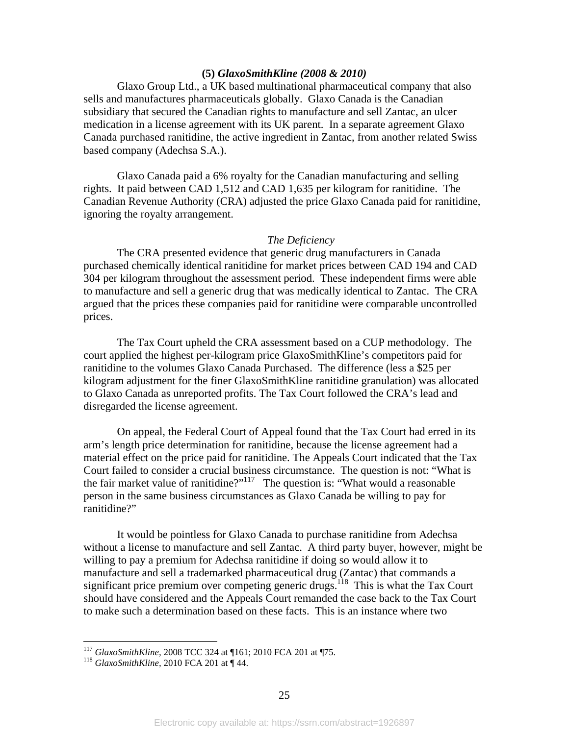### (5) *GlaxoSmithKline (2008 & 2010)*

Glaxo Group Ltd., a UK based multinational pharmaceutical company that also sells and manufactures pharmaceuticals globally. Glaxo Canada is the Canadian subsidiary that secured the Canadian rights to manufacture and sell Zantac, an ulcer medication in a license agreement with its UK parent. In a separate agreement Glaxo Canada purchased ranitidine, the active ingredient in Zantac, from another related Swiss based company (Adechsa S.A.).

Glaxo Canada paid a 6% royalty for the Canadian manufacturing and selling rights. It paid between CAD 1,512 and CAD 1,635 per kilogram for ranitidine. The Canadian Revenue Authority (CRA) adjusted the price Glaxo Canada paid for ranitidine, ignoring the royalty arrangement.

*The Deficiency*

The CRA presented evidence that generic drug manufacturers in Canada purchased chemically identical ranitidine for market prices between CAD 194 and CAD 304 per kilogram throughout the assessment period. These independent firms were able to manufacture and sell a generic drug that was medically identical to Zantac. The CRA argued that the prices these companies paid for ranitidine were comparable uncontrolled prices.

The Tax Court upheld the CRA assessment based on a CUP methodology. The court applied the highest per-kilogram price GlaxoSmithKline's competitors paid for ranitidine to the volumes Glaxo Canada Purchased. The difference (less a $25 per kilogram adjustment for the finer GlaxoSmithKline ranitidine granulation) was allocated to Glaxo Canada as unreported profits. The Tax Court followed the CRA's lead and disregarded the license agreement.

On appeal, the Federal Court of Appeal found that the Tax Court had erred in its arm's length price determination for ranitidine, because the license agreement had a material effect on the price paid for ranitidine. The Appeals Court indicated that the Tax Court failed to consider a crucial business circumstance. The question is not: "What is the fair market value of ranitidine?"[117] The question is: "What would a reasonable person in the same business circumstances as Glaxo Canada be willing to pay for ranitidine?"

It would be pointless for Glaxo Canada to purchase ranitidine from Adechsa without a license to manufacture and sell Zantac. A third party buyer, however, might be willing to pay a premium for Adechsa ranitidine if doing so would allow it to manufacture and sell a trademarked pharmaceutical drug (Zantac) that commands a significant price premium over competing generic drugs.[118] This is what the Tax Court should have considered and the Appeals Court remanded the case back to the Tax Court to make such a determination based on these facts. This is an instance where two

---

[117] *GlaxoSmithKline,* 2008 TCC 324 at ¶161; 2010 FCA 201 at ¶75.

[118] *GlaxoSmithKline,* 2010 FCA 201 at ¶ 44.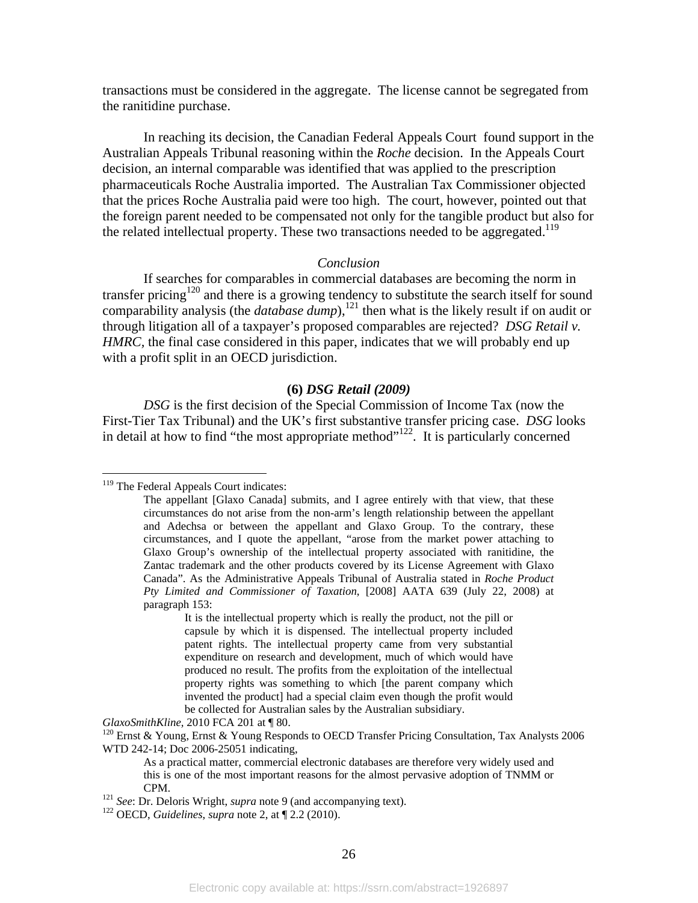transactions must be considered in the aggregate. The license cannot be segregated from the ranitidine purchase.

In reaching its decision, the Canadian Federal Appeals Court found support in the Australian Appeals Tribunal reasoning within the *Roche* decision. In the Appeals Court decision, an internal comparable was identified that was applied to the prescription pharmaceuticals Roche Australia imported. The Australian Tax Commissioner objected that the prices Roche Australia paid were too high. The court, however, pointed out that the foreign parent needed to be compensated not only for the tangible product but also for the related intellectual property. These two transactions needed to be aggregated.[119]

*Conclusion*

If searches for comparables in commercial databases are becoming the norm in transfer pricing[120] and there is a growing tendency to substitute the search itself for sound comparability analysis (the *database dump*),[121] then what is the likely result if on audit or through litigation all of a taxpayer's proposed comparables are rejected? *DSG Retail v. HMRC*, the final case considered in this paper, indicates that we will probably end up with a profit split in an OECD jurisdiction.

**(6) *DSG Retail (2009)***

*DSG* is the first decision of the Special Commission of Income Tax (now the First-Tier Tax Tribunal) and the UK's first substantive transfer pricing case. *DSG* looks in detail at how to find "the most appropriate method"[122]. It is particularly concerned

---

[119] The Federal Appeals Court indicates:

> The appellant [Glaxo Canada] submits, and I agree entirely with that view, that these circumstances do not arise from the non-arm's length relationship between the appellant and Adechsa or between the appellant and Glaxo Group. To the contrary, these circumstances, and I quote the appellant, "arose from the market power attaching to Glaxo Group's ownership of the intellectual property associated with ranitidine, the Zantac trademark and the other products covered by its License Agreement with Glaxo Canada". As the Administrative Appeals Tribunal of Australia stated in *Roche Product Pty Limited and Commissioner of Taxation*, [2008] AATA 639 (July 22, 2008) at paragraph 153:
>
> > It is the intellectual property which is really the product, not the pill or capsule by which it is dispensed. The intellectual property included patent rights. The intellectual property came from very substantial expenditure on research and development, much of which would have produced no result. The profits from the exploitation of the intellectual property rights was something to which [the parent company which invented the product] had a special claim even though the profit would be collected for Australian sales by the Australian subsidiary.

*GlaxoSmithKline*, 2010 FCA 201 at ¶ 80.

[120] Ernst & Young, Ernst & Young Responds to OECD Transfer Pricing Consultation, Tax Analysts 2006 WTD 242-14; Doc 2006-25051 indicating,

> As a practical matter, commercial electronic databases are therefore very widely used and this is one of the most important reasons for the almost pervasive adoption of TNMM or CPM.

[121] *See*: Dr. Deloris Wright, *supra* note 9 (and accompanying text).

[122] OECD, *Guidelines*, *supra* note 2, at ¶ 2.2 (2010).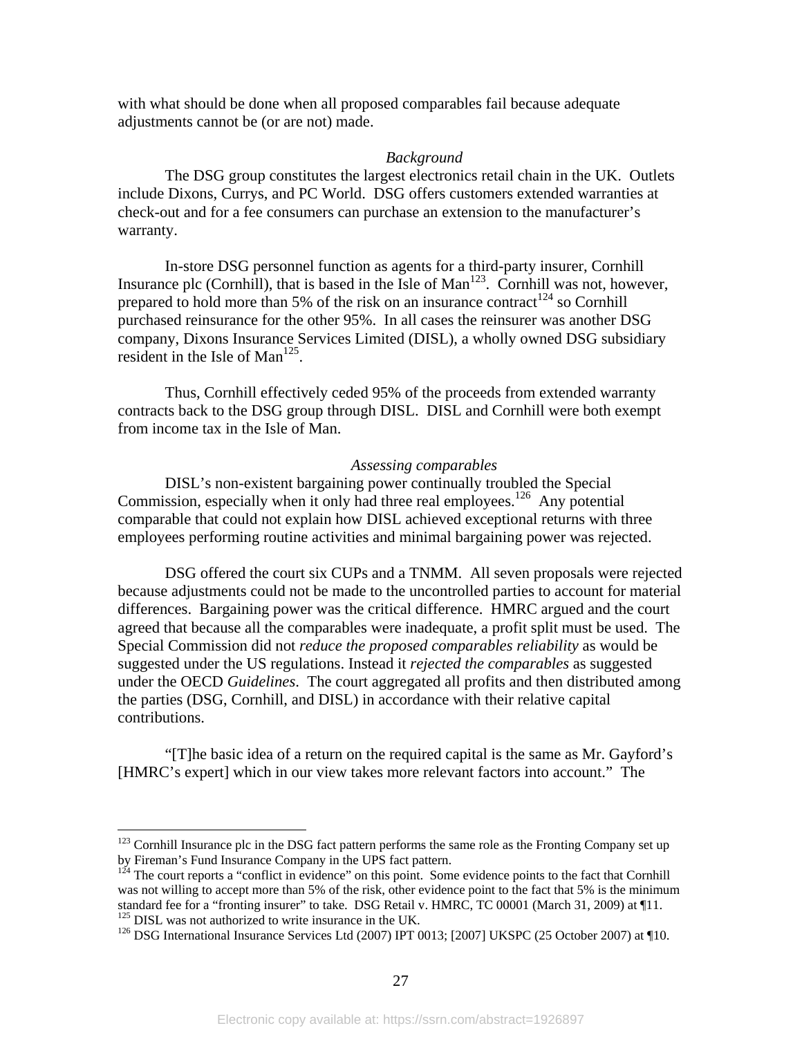with what should be done when all proposed comparables fail because adequate adjustments cannot be (or are not) made.

*Background*

The DSG group constitutes the largest electronics retail chain in the UK. Outlets include Dixons, Currys, and PC World. DSG offers customers extended warranties at check-out and for a fee consumers can purchase an extension to the manufacturer's warranty.

In-store DSG personnel function as agents for a third-party insurer, Cornhill Insurance plc (Cornhill), that is based in the Isle of Man[123]. Cornhill was not, however, prepared to hold more than 5% of the risk on an insurance contract[124] so Cornhill purchased reinsurance for the other 95%. In all cases the reinsurer was another DSG company, Dixons Insurance Services Limited (DISL), a wholly owned DSG subsidiary resident in the Isle of Man[125].

Thus, Cornhill effectively ceded 95% of the proceeds from extended warranty contracts back to the DSG group through DISL. DISL and Cornhill were both exempt from income tax in the Isle of Man.

*Assessing comparables*

DISL's non-existent bargaining power continually troubled the Special Commission, especially when it only had three real employees.[126] Any potential comparable that could not explain how DISL achieved exceptional returns with three employees performing routine activities and minimal bargaining power was rejected.

DSG offered the court six CUPs and a TNMM. All seven proposals were rejected because adjustments could not be made to the uncontrolled parties to account for material differences. Bargaining power was the critical difference. HMRC argued and the court agreed that because all the comparables were inadequate, a profit split must be used. The Special Commission did not *reduce the proposed comparables reliability* as would be suggested under the US regulations. Instead it *rejected the comparables* as suggested under the OECD *Guidelines*. The court aggregated all profits and then distributed among the parties (DSG, Cornhill, and DISL) in accordance with their relative capital contributions.

"[T]he basic idea of a return on the required capital is the same as Mr. Gayford's [HMRC's expert] which in our view takes more relevant factors into account." The

---

[123] Cornhill Insurance plc in the DSG fact pattern performs the same role as the Fronting Company set up by Fireman's Fund Insurance Company in the UPS fact pattern.

[124] The court reports a "conflict in evidence" on this point. Some evidence points to the fact that Cornhill was not willing to accept more than 5% of the risk, other evidence point to the fact that 5% is the minimum standard fee for a "fronting insurer" to take. DSG Retail v. HMRC, TC 00001 (March 31, 2009) at ¶11.

[125] DISL was not authorized to write insurance in the UK.

[126] DSG International Insurance Services Ltd (2007) IPT 0013; [2007] UKSPC (25 October 2007) at ¶10.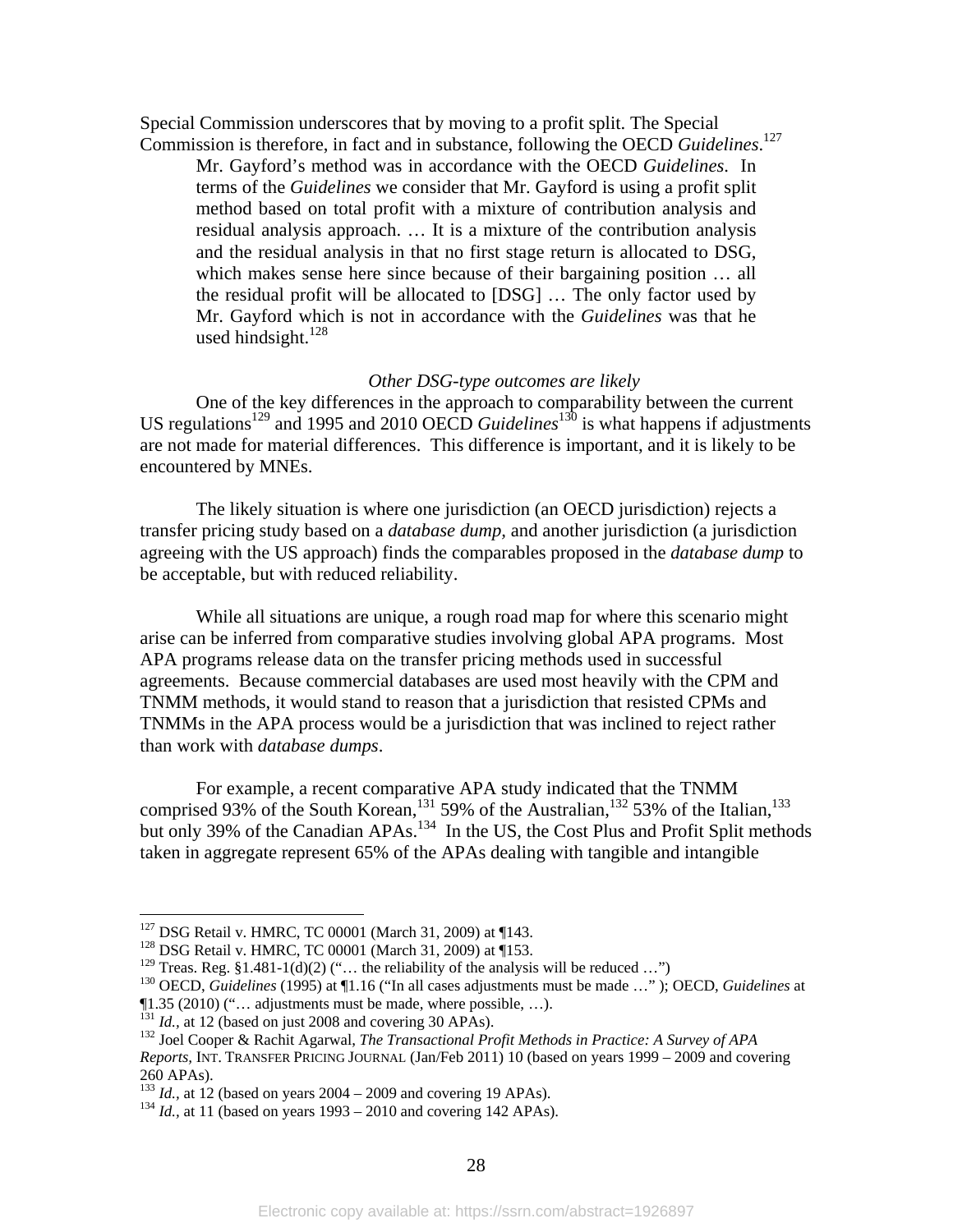Special Commission underscores that by moving to a profit split. The Special Commission is therefore, in fact and in substance, following the OECD *Guidelines*.[127]

> Mr. Gayford's method was in accordance with the OECD *Guidelines*. In terms of the *Guidelines* we consider that Mr. Gayford is using a profit split method based on total profit with a mixture of contribution analysis and residual analysis approach. … It is a mixture of the contribution analysis and the residual analysis in that no first stage return is allocated to DSG, which makes sense here since because of their bargaining position … all the residual profit will be allocated to [DSG] … The only factor used by Mr. Gayford which is not in accordance with the *Guidelines* was that he used hindsight.[128]

*Other DSG-type outcomes are likely*

One of the key differences in the approach to comparability between the current US regulations[129] and 1995 and 2010 OECD *Guidelines*[130] is what happens if adjustments are not made for material differences. This difference is important, and it is likely to be encountered by MNEs.

The likely situation is where one jurisdiction (an OECD jurisdiction) rejects a transfer pricing study based on a *database dump*, and another jurisdiction (a jurisdiction agreeing with the US approach) finds the comparables proposed in the *database dump* to be acceptable, but with reduced reliability.

While all situations are unique, a rough road map for where this scenario might arise can be inferred from comparative studies involving global APA programs. Most APA programs release data on the transfer pricing methods used in successful agreements. Because commercial databases are used most heavily with the CPM and TNMM methods, it would stand to reason that a jurisdiction that resisted CPMs and TNMMs in the APA process would be a jurisdiction that was inclined to reject rather than work with *database dumps*.

For example, a recent comparative APA study indicated that the TNMM comprised 93% of the South Korean,[131] 59% of the Australian,[132] 53% of the Italian,[133] but only 39% of the Canadian APAs.[134] In the US, the Cost Plus and Profit Split methods taken in aggregate represent 65% of the APAs dealing with tangible and intangible

---

[127] DSG Retail v. HMRC, TC 00001 (March 31, 2009) at ¶143.

[128] DSG Retail v. HMRC, TC 00001 (March 31, 2009) at ¶153.

[129] Treas. Reg. §1.481-1(d)(2) ("… the reliability of the analysis will be reduced …")

[130] OECD, *Guidelines* (1995) at ¶1.16 ("In all cases adjustments must be made …" ); OECD, *Guidelines* at ¶1.35 (2010) ("… adjustments must be made, where possible, …).

[131] *Id.,* at 12 (based on just 2008 and covering 30 APAs).

[132] Joel Cooper & Rachit Agarwal, *The Transactional Profit Methods in Practice: A Survey of APA Reports,* INT. TRANSFER PRICING JOURNAL (Jan/Feb 2011) 10 (based on years 1999 – 2009 and covering 260 APAs).

[133] *Id.,* at 12 (based on years 2004 – 2009 and covering 19 APAs).

[134] *Id.,* at 11 (based on years 1993 – 2010 and covering 142 APAs).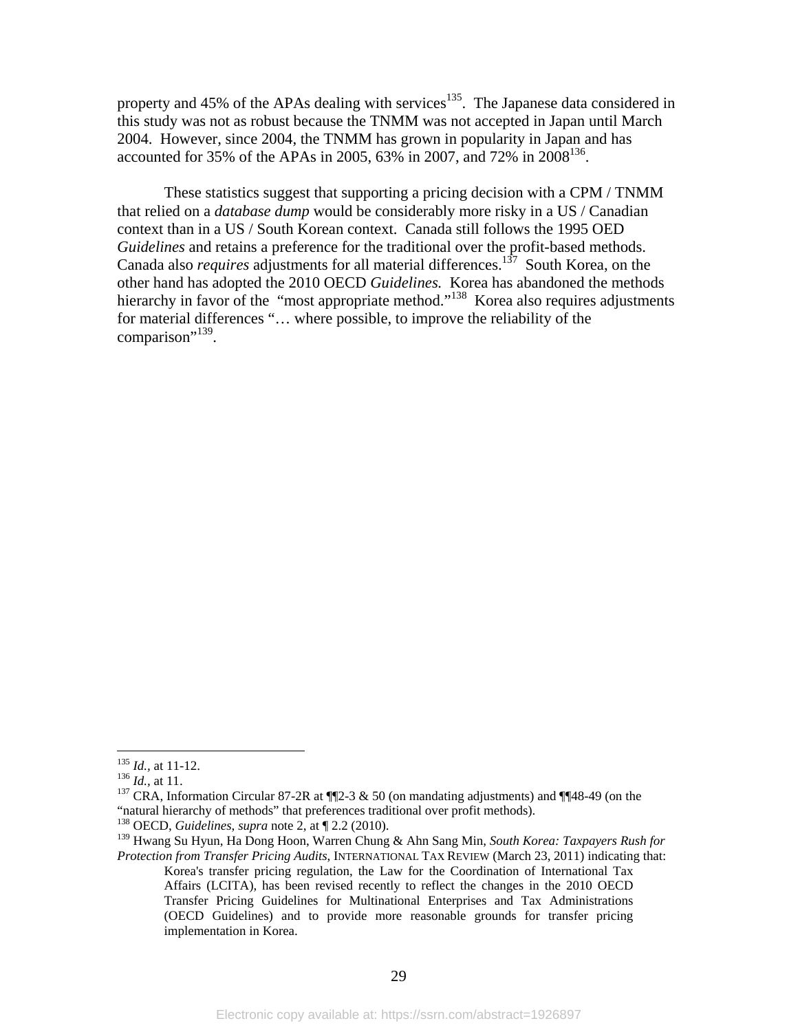property and 45% of the APAs dealing with services[135]. The Japanese data considered in this study was not as robust because the TNMM was not accepted in Japan until March 2004. However, since 2004, the TNMM has grown in popularity in Japan and has accounted for 35% of the APAs in 2005, 63% in 2007, and 72% in 2008[136].

These statistics suggest that supporting a pricing decision with a CPM / TNMM that relied on a *database dump* would be considerably more risky in a US / Canadian context than in a US / South Korean context. Canada still follows the 1995 OED *Guidelines* and retains a preference for the traditional over the profit-based methods. Canada also *requires* adjustments for all material differences.[137] South Korea, on the other hand has adopted the 2010 OECD *Guidelines.* Korea has abandoned the methods hierarchy in favor of the "most appropriate method."[138] Korea also requires adjustments for material differences "… where possible, to improve the reliability of the comparison"[139].

---

[135] *Id.*, at 11-12.

[136] *Id.*, at 11.

[137] CRA, Information Circular 87-2R at ¶¶2-3 & 50 (on mandating adjustments) and ¶¶48-49 (on the "natural hierarchy of methods" that preferences traditional over profit methods).

[138] OECD, *Guidelines*, *supra* note 2, at ¶ 2.2 (2010).

[139] Hwang Su Hyun, Ha Dong Hoon, Warren Chung & Ahn Sang Min, *South Korea: Taxpayers Rush for Protection from Transfer Pricing Audits*, INTERNATIONAL TAX REVIEW (March 23, 2011) indicating that:

> Korea's transfer pricing regulation, the Law for the Coordination of International Tax Affairs (LCITA), has been revised recently to reflect the changes in the 2010 OECD Transfer Pricing Guidelines for Multinational Enterprises and Tax Administrations (OECD Guidelines) and to provide more reasonable grounds for transfer pricing implementation in Korea.